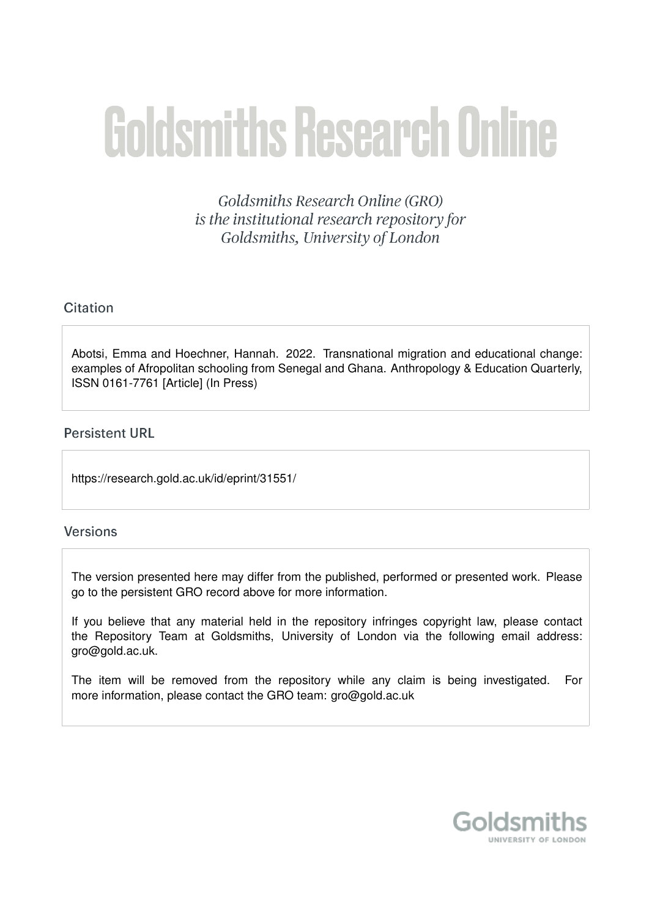# Goldsmiths Research Online

*Goldsmiths Research Online (GRO) is the institutional research repository for Goldsmiths, University of London*

## Citation

Abotsi, Emma and Hoechner, Hannah. 2022. Transnational migration and educational change: examples of Afropolitan schooling from Senegal and Ghana. Anthropology & Education Quarterly, ISSN 0161-7761 [Article] (In Press)

## Persistent URL

https://research.gold.ac.uk/id/eprint/31551/

## Versions

The version presented here may differ from the published, performed or presented work. Please go to the persistent GRO record above for more information.

If you believe that any material held in the repository infringes copyright law, please contact the Repository Team at Goldsmiths, University of London via the following email address: gro@gold.ac.uk.

The item will be removed from the repository while any claim is being investigated. For more information, please contact the GRO team: gro@gold.ac.uk

Goldsmiths
UNIVERSITY OF LONDON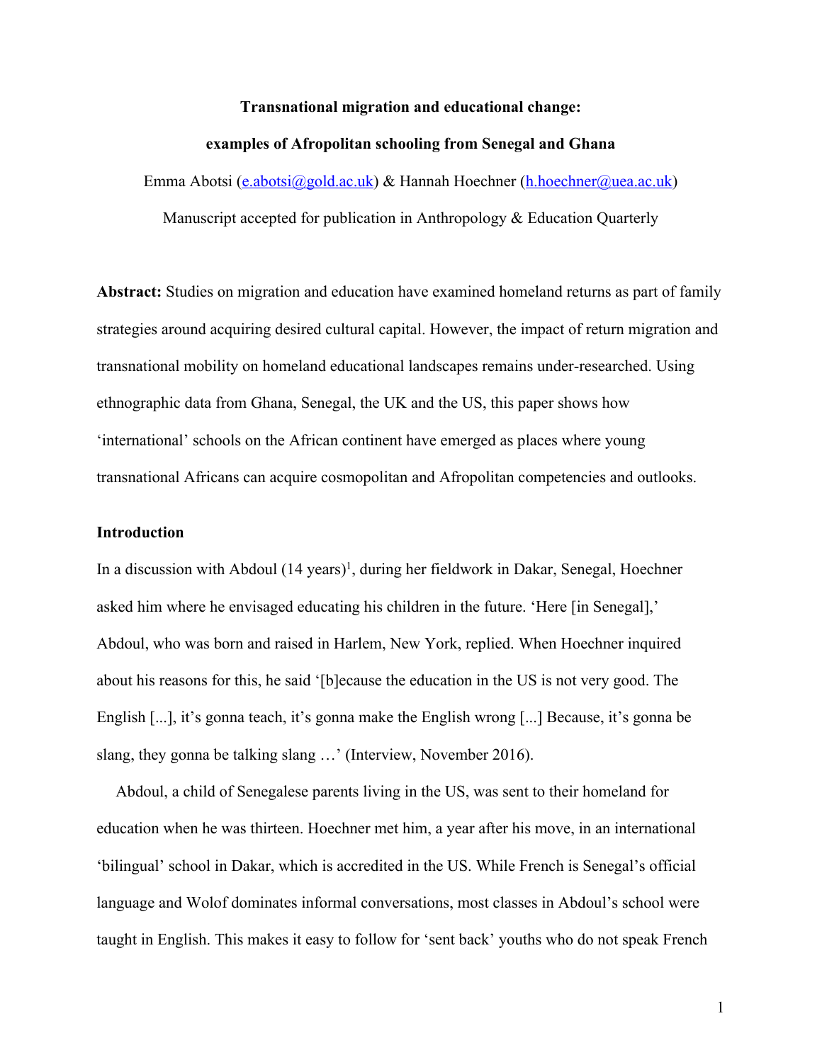**Transnational migration and educational change:**

**examples of Afropolitan schooling from Senegal and Ghana**

Emma Abotsi (e.abotsi@gold.ac.uk) & Hannah Hoechner (h.hoechner@uea.ac.uk)

Manuscript accepted for publication in Anthropology & Education Quarterly

**Abstract:** Studies on migration and education have examined homeland returns as part of family strategies around acquiring desired cultural capital. However, the impact of return migration and transnational mobility on homeland educational landscapes remains under-researched. Using ethnographic data from Ghana, Senegal, the UK and the US, this paper shows how 'international' schools on the African continent have emerged as places where young transnational Africans can acquire cosmopolitan and Afropolitan competencies and outlooks.

## Introduction

In a discussion with Abdoul (14 years)[1], during her fieldwork in Dakar, Senegal, Hoechner asked him where he envisaged educating his children in the future. 'Here [in Senegal],' Abdoul, who was born and raised in Harlem, New York, replied. When Hoechner inquired about his reasons for this, he said '[b]ecause the education in the US is not very good. The English [...], it's gonna teach, it's gonna make the English wrong [...] Because, it's gonna be slang, they gonna be talking slang …' (Interview, November 2016).

Abdoul, a child of Senegalese parents living in the US, was sent to their homeland for education when he was thirteen. Hoechner met him, a year after his move, in an international 'bilingual' school in Dakar, which is accredited in the US. While French is Senegal's official language and Wolof dominates informal conversations, most classes in Abdoul's school were taught in English. This makes it easy to follow for 'sent back' youths who do not speak French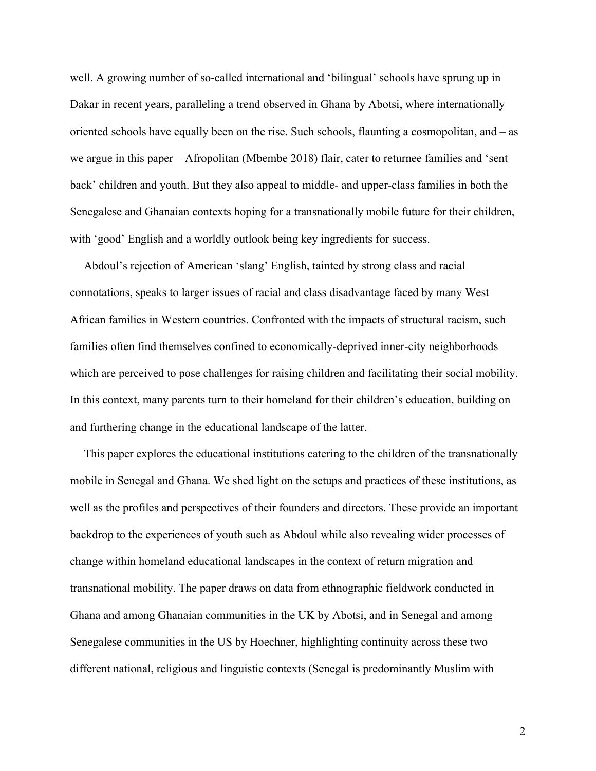well. A growing number of so-called international and 'bilingual' schools have sprung up in Dakar in recent years, paralleling a trend observed in Ghana by Abotsi, where internationally oriented schools have equally been on the rise. Such schools, flaunting a cosmopolitan, and – as we argue in this paper – Afropolitan (Mbembe 2018) flair, cater to returnee families and 'sent back' children and youth. But they also appeal to middle- and upper-class families in both the Senegalese and Ghanaian contexts hoping for a transnationally mobile future for their children, with 'good' English and a worldly outlook being key ingredients for success.

Abdoul's rejection of American 'slang' English, tainted by strong class and racial connotations, speaks to larger issues of racial and class disadvantage faced by many West African families in Western countries. Confronted with the impacts of structural racism, such families often find themselves confined to economically-deprived inner-city neighborhoods which are perceived to pose challenges for raising children and facilitating their social mobility. In this context, many parents turn to their homeland for their children's education, building on and furthering change in the educational landscape of the latter.

This paper explores the educational institutions catering to the children of the transnationally mobile in Senegal and Ghana. We shed light on the setups and practices of these institutions, as well as the profiles and perspectives of their founders and directors. These provide an important backdrop to the experiences of youth such as Abdoul while also revealing wider processes of change within homeland educational landscapes in the context of return migration and transnational mobility. The paper draws on data from ethnographic fieldwork conducted in Ghana and among Ghanaian communities in the UK by Abotsi, and in Senegal and among Senegalese communities in the US by Hoechner, highlighting continuity across these two different national, religious and linguistic contexts (Senegal is predominantly Muslim with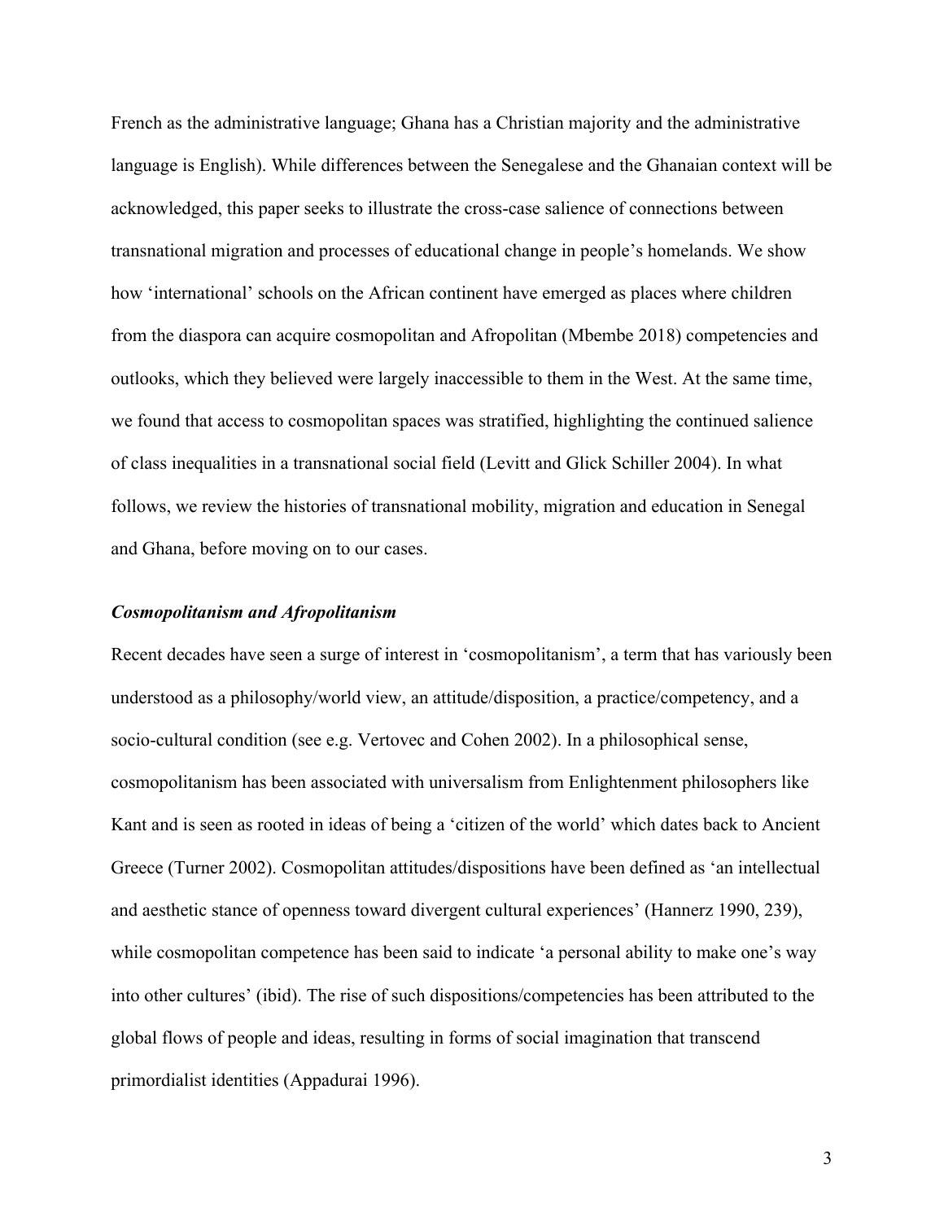French as the administrative language; Ghana has a Christian majority and the administrative language is English). While differences between the Senegalese and the Ghanaian context will be acknowledged, this paper seeks to illustrate the cross-case salience of connections between transnational migration and processes of educational change in people's homelands. We show how 'international' schools on the African continent have emerged as places where children from the diaspora can acquire cosmopolitan and Afropolitan (Mbembe 2018) competencies and outlooks, which they believed were largely inaccessible to them in the West. At the same time, we found that access to cosmopolitan spaces was stratified, highlighting the continued salience of class inequalities in a transnational social field (Levitt and Glick Schiller 2004). In what follows, we review the histories of transnational mobility, migration and education in Senegal and Ghana, before moving on to our cases.

### ***Cosmopolitanism and Afropolitanism***

Recent decades have seen a surge of interest in 'cosmopolitanism', a term that has variously been understood as a philosophy/world view, an attitude/disposition, a practice/competency, and a socio-cultural condition (see e.g. Vertovec and Cohen 2002). In a philosophical sense, cosmopolitanism has been associated with universalism from Enlightenment philosophers like Kant and is seen as rooted in ideas of being a 'citizen of the world' which dates back to Ancient Greece (Turner 2002). Cosmopolitan attitudes/dispositions have been defined as 'an intellectual and aesthetic stance of openness toward divergent cultural experiences' (Hannerz 1990, 239), while cosmopolitan competence has been said to indicate 'a personal ability to make one's way into other cultures' (ibid). The rise of such dispositions/competencies has been attributed to the global flows of people and ideas, resulting in forms of social imagination that transcend primordialist identities (Appadurai 1996).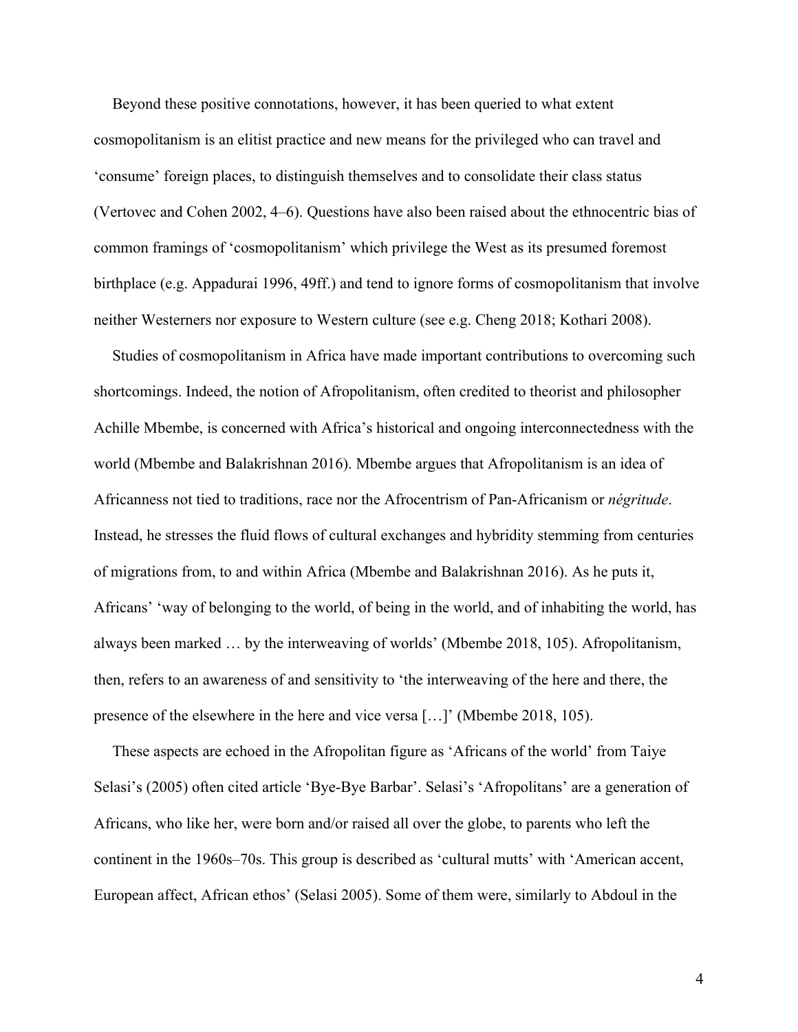Beyond these positive connotations, however, it has been queried to what extent cosmopolitanism is an elitist practice and new means for the privileged who can travel and 'consume' foreign places, to distinguish themselves and to consolidate their class status (Vertovec and Cohen 2002, 4–6). Questions have also been raised about the ethnocentric bias of common framings of 'cosmopolitanism' which privilege the West as its presumed foremost birthplace (e.g. Appadurai 1996, 49ff.) and tend to ignore forms of cosmopolitanism that involve neither Westerners nor exposure to Western culture (see e.g. Cheng 2018; Kothari 2008).

Studies of cosmopolitanism in Africa have made important contributions to overcoming such shortcomings. Indeed, the notion of Afropolitanism, often credited to theorist and philosopher Achille Mbembe, is concerned with Africa's historical and ongoing interconnectedness with the world (Mbembe and Balakrishnan 2016). Mbembe argues that Afropolitanism is an idea of Africanness not tied to traditions, race nor the Afrocentrism of Pan-Africanism or *négritude*. Instead, he stresses the fluid flows of cultural exchanges and hybridity stemming from centuries of migrations from, to and within Africa (Mbembe and Balakrishnan 2016). As he puts it, Africans' 'way of belonging to the world, of being in the world, and of inhabiting the world, has always been marked … by the interweaving of worlds' (Mbembe 2018, 105). Afropolitanism, then, refers to an awareness of and sensitivity to 'the interweaving of the here and there, the presence of the elsewhere in the here and vice versa […]' (Mbembe 2018, 105).

These aspects are echoed in the Afropolitan figure as 'Africans of the world' from Taiye Selasi's (2005) often cited article 'Bye-Bye Barbar'. Selasi's 'Afropolitans' are a generation of Africans, who like her, were born and/or raised all over the globe, to parents who left the continent in the 1960s–70s. This group is described as 'cultural mutts' with 'American accent, European affect, African ethos' (Selasi 2005). Some of them were, similarly to Abdoul in the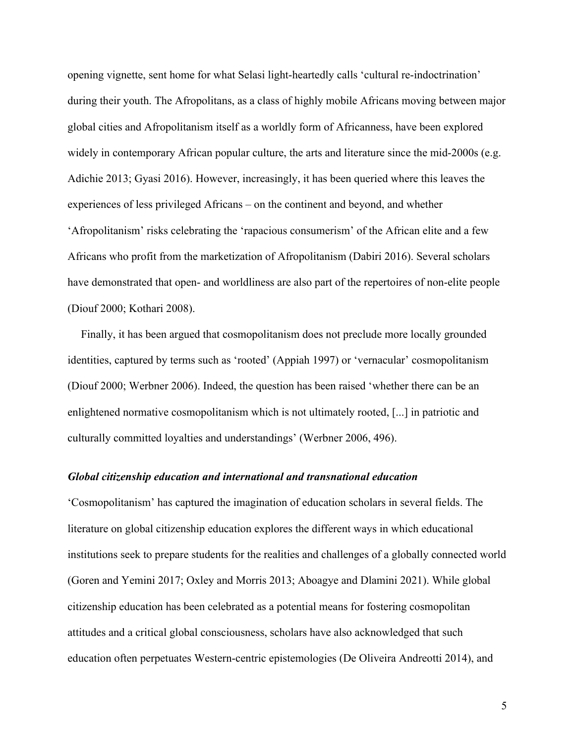opening vignette, sent home for what Selasi light-heartedly calls 'cultural re-indoctrination' during their youth. The Afropolitans, as a class of highly mobile Africans moving between major global cities and Afropolitanism itself as a worldly form of Africanness, have been explored widely in contemporary African popular culture, the arts and literature since the mid-2000s (e.g. Adichie 2013; Gyasi 2016). However, increasingly, it has been queried where this leaves the experiences of less privileged Africans – on the continent and beyond, and whether 'Afropolitanism' risks celebrating the 'rapacious consumerism' of the African elite and a few Africans who profit from the marketization of Afropolitanism (Dabiri 2016). Several scholars have demonstrated that open- and worldliness are also part of the repertoires of non-elite people (Diouf 2000; Kothari 2008).

Finally, it has been argued that cosmopolitanism does not preclude more locally grounded identities, captured by terms such as 'rooted' (Appiah 1997) or 'vernacular' cosmopolitanism (Diouf 2000; Werbner 2006). Indeed, the question has been raised 'whether there can be an enlightened normative cosmopolitanism which is not ultimately rooted, [...] in patriotic and culturally committed loyalties and understandings' (Werbner 2006, 496).

### *Global citizenship education and international and transnational education*

'Cosmopolitanism' has captured the imagination of education scholars in several fields. The literature on global citizenship education explores the different ways in which educational institutions seek to prepare students for the realities and challenges of a globally connected world (Goren and Yemini 2017; Oxley and Morris 2013; Aboagye and Dlamini 2021). While global citizenship education has been celebrated as a potential means for fostering cosmopolitan attitudes and a critical global consciousness, scholars have also acknowledged that such education often perpetuates Western-centric epistemologies (De Oliveira Andreotti 2014), and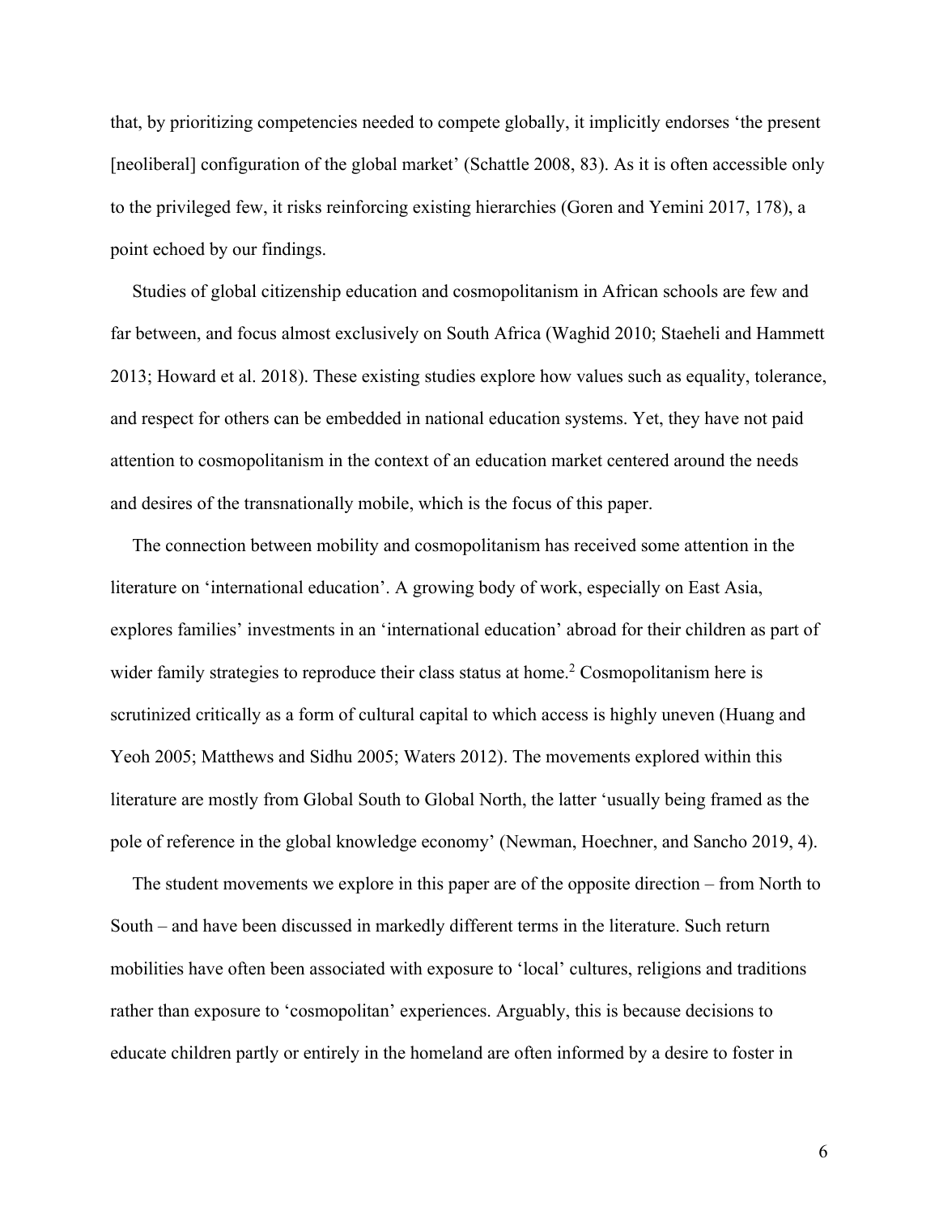that, by prioritizing competencies needed to compete globally, it implicitly endorses 'the present [neoliberal] configuration of the global market' (Schattle 2008, 83). As it is often accessible only to the privileged few, it risks reinforcing existing hierarchies (Goren and Yemini 2017, 178), a point echoed by our findings.

Studies of global citizenship education and cosmopolitanism in African schools are few and far between, and focus almost exclusively on South Africa (Waghid 2010; Staeheli and Hammett 2013; Howard et al. 2018). These existing studies explore how values such as equality, tolerance, and respect for others can be embedded in national education systems. Yet, they have not paid attention to cosmopolitanism in the context of an education market centered around the needs and desires of the transnationally mobile, which is the focus of this paper.

The connection between mobility and cosmopolitanism has received some attention in the literature on 'international education'. A growing body of work, especially on East Asia, explores families' investments in an 'international education' abroad for their children as part of wider family strategies to reproduce their class status at home.[2] Cosmopolitanism here is scrutinized critically as a form of cultural capital to which access is highly uneven (Huang and Yeoh 2005; Matthews and Sidhu 2005; Waters 2012). The movements explored within this literature are mostly from Global South to Global North, the latter 'usually being framed as the pole of reference in the global knowledge economy' (Newman, Hoechner, and Sancho 2019, 4).

The student movements we explore in this paper are of the opposite direction – from North to South – and have been discussed in markedly different terms in the literature. Such return mobilities have often been associated with exposure to 'local' cultures, religions and traditions rather than exposure to 'cosmopolitan' experiences. Arguably, this is because decisions to educate children partly or entirely in the homeland are often informed by a desire to foster in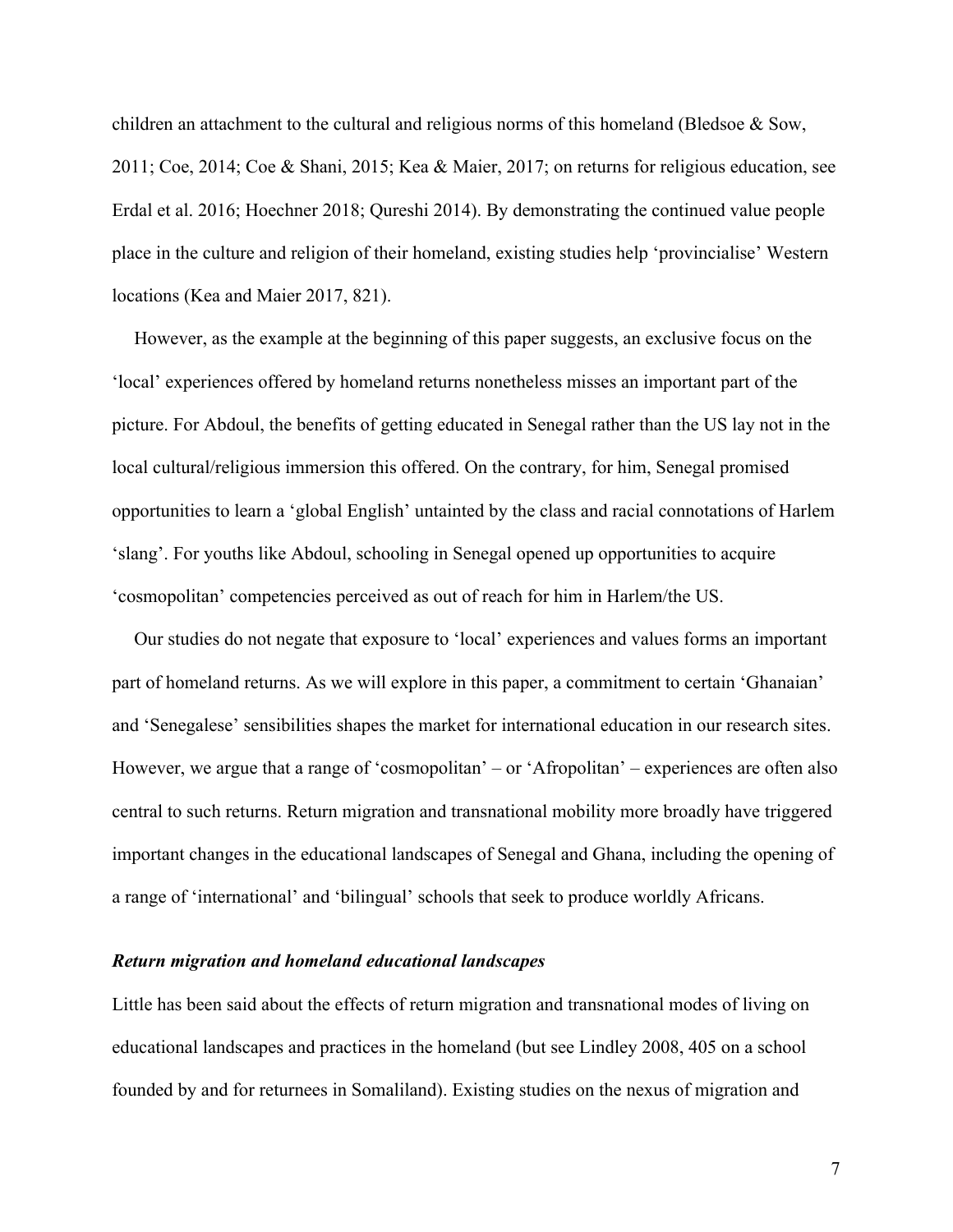children an attachment to the cultural and religious norms of this homeland (Bledsoe & Sow, 2011; Coe, 2014; Coe & Shani, 2015; Kea & Maier, 2017; on returns for religious education, see Erdal et al. 2016; Hoechner 2018; Qureshi 2014). By demonstrating the continued value people place in the culture and religion of their homeland, existing studies help 'provincialise' Western locations (Kea and Maier 2017, 821).

However, as the example at the beginning of this paper suggests, an exclusive focus on the 'local' experiences offered by homeland returns nonetheless misses an important part of the picture. For Abdoul, the benefits of getting educated in Senegal rather than the US lay not in the local cultural/religious immersion this offered. On the contrary, for him, Senegal promised opportunities to learn a 'global English' untainted by the class and racial connotations of Harlem 'slang'. For youths like Abdoul, schooling in Senegal opened up opportunities to acquire 'cosmopolitan' competencies perceived as out of reach for him in Harlem/the US.

Our studies do not negate that exposure to 'local' experiences and values forms an important part of homeland returns. As we will explore in this paper, a commitment to certain 'Ghanaian' and 'Senegalese' sensibilities shapes the market for international education in our research sites. However, we argue that a range of 'cosmopolitan' – or 'Afropolitan' – experiences are often also central to such returns. Return migration and transnational mobility more broadly have triggered important changes in the educational landscapes of Senegal and Ghana, including the opening of a range of 'international' and 'bilingual' schools that seek to produce worldly Africans.

***Return migration and homeland educational landscapes***

Little has been said about the effects of return migration and transnational modes of living on educational landscapes and practices in the homeland (but see Lindley 2008, 405 on a school founded by and for returnees in Somaliland). Existing studies on the nexus of migration and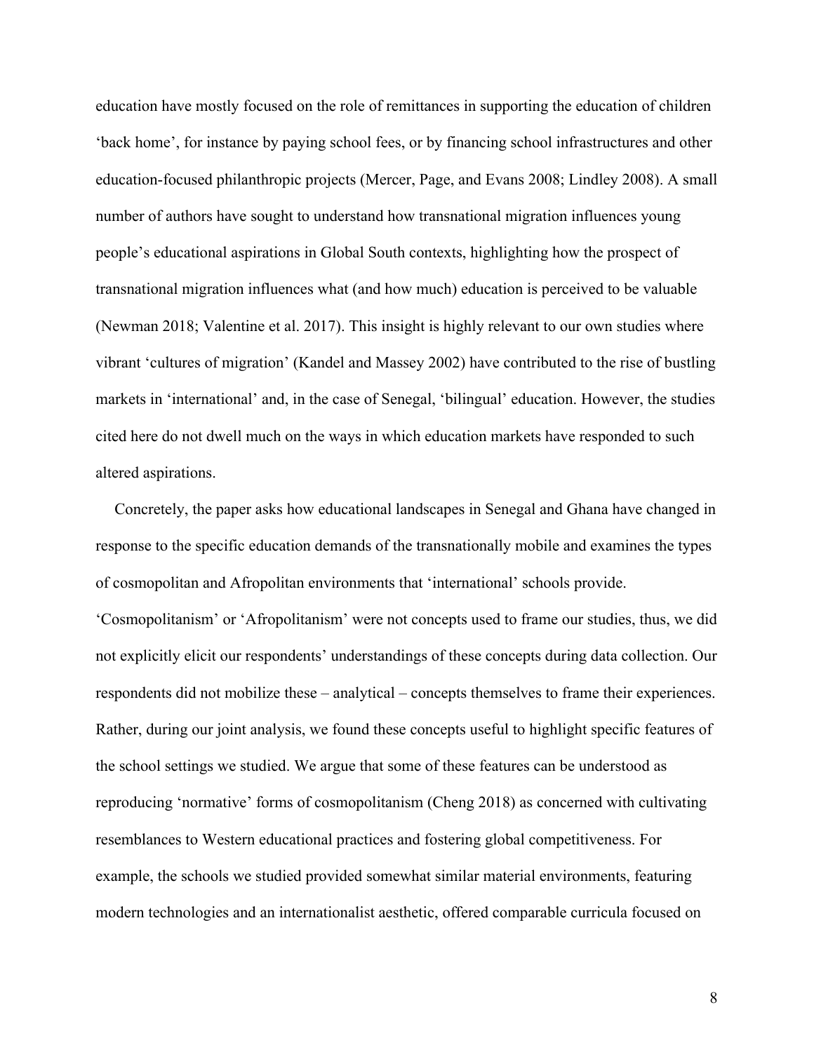education have mostly focused on the role of remittances in supporting the education of children 'back home', for instance by paying school fees, or by financing school infrastructures and other education-focused philanthropic projects (Mercer, Page, and Evans 2008; Lindley 2008). A small number of authors have sought to understand how transnational migration influences young people's educational aspirations in Global South contexts, highlighting how the prospect of transnational migration influences what (and how much) education is perceived to be valuable (Newman 2018; Valentine et al. 2017). This insight is highly relevant to our own studies where vibrant 'cultures of migration' (Kandel and Massey 2002) have contributed to the rise of bustling markets in 'international' and, in the case of Senegal, 'bilingual' education. However, the studies cited here do not dwell much on the ways in which education markets have responded to such altered aspirations.

Concretely, the paper asks how educational landscapes in Senegal and Ghana have changed in response to the specific education demands of the transnationally mobile and examines the types of cosmopolitan and Afropolitan environments that 'international' schools provide. 'Cosmopolitanism' or 'Afropolitanism' were not concepts used to frame our studies, thus, we did not explicitly elicit our respondents' understandings of these concepts during data collection. Our respondents did not mobilize these – analytical – concepts themselves to frame their experiences. Rather, during our joint analysis, we found these concepts useful to highlight specific features of the school settings we studied. We argue that some of these features can be understood as reproducing 'normative' forms of cosmopolitanism (Cheng 2018) as concerned with cultivating resemblances to Western educational practices and fostering global competitiveness. For example, the schools we studied provided somewhat similar material environments, featuring modern technologies and an internationalist aesthetic, offered comparable curricula focused on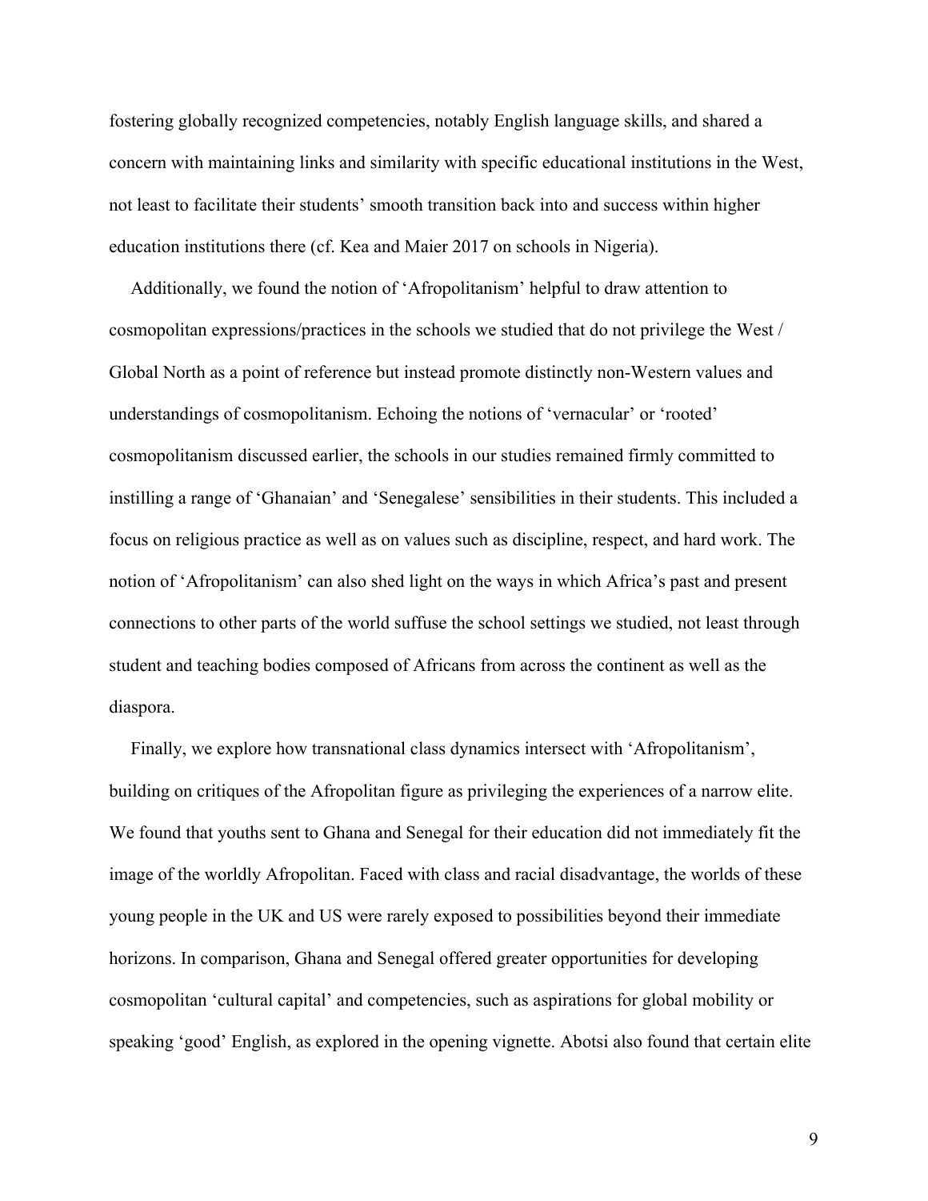fostering globally recognized competencies, notably English language skills, and shared a concern with maintaining links and similarity with specific educational institutions in the West, not least to facilitate their students' smooth transition back into and success within higher education institutions there (cf. Kea and Maier 2017 on schools in Nigeria).

Additionally, we found the notion of 'Afropolitanism' helpful to draw attention to cosmopolitan expressions/practices in the schools we studied that do not privilege the West / Global North as a point of reference but instead promote distinctly non-Western values and understandings of cosmopolitanism. Echoing the notions of 'vernacular' or 'rooted' cosmopolitanism discussed earlier, the schools in our studies remained firmly committed to instilling a range of 'Ghanaian' and 'Senegalese' sensibilities in their students. This included a focus on religious practice as well as on values such as discipline, respect, and hard work. The notion of 'Afropolitanism' can also shed light on the ways in which Africa's past and present connections to other parts of the world suffuse the school settings we studied, not least through student and teaching bodies composed of Africans from across the continent as well as the diaspora.

Finally, we explore how transnational class dynamics intersect with 'Afropolitanism', building on critiques of the Afropolitan figure as privileging the experiences of a narrow elite. We found that youths sent to Ghana and Senegal for their education did not immediately fit the image of the worldly Afropolitan. Faced with class and racial disadvantage, the worlds of these young people in the UK and US were rarely exposed to possibilities beyond their immediate horizons. In comparison, Ghana and Senegal offered greater opportunities for developing cosmopolitan 'cultural capital' and competencies, such as aspirations for global mobility or speaking 'good' English, as explored in the opening vignette. Abotsi also found that certain elite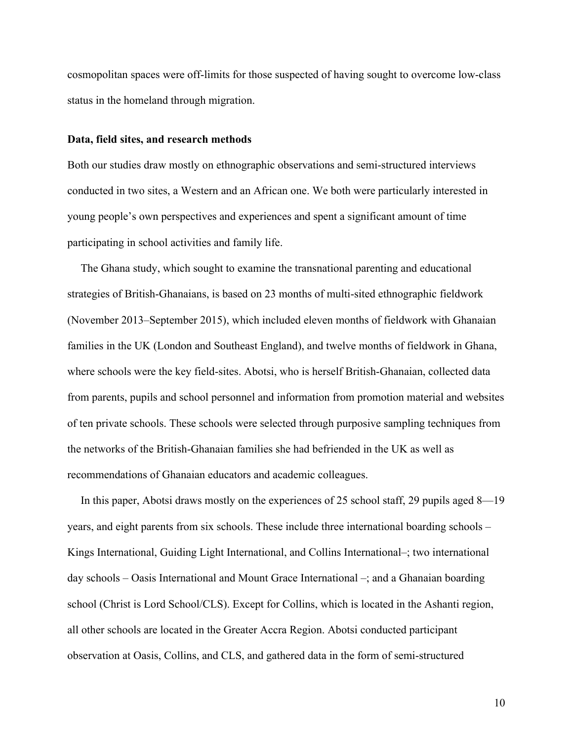cosmopolitan spaces were off-limits for those suspected of having sought to overcome low-class status in the homeland through migration.

**Data, field sites, and research methods**

Both our studies draw mostly on ethnographic observations and semi-structured interviews conducted in two sites, a Western and an African one. We both were particularly interested in young people's own perspectives and experiences and spent a significant amount of time participating in school activities and family life.

The Ghana study, which sought to examine the transnational parenting and educational strategies of British-Ghanaians, is based on 23 months of multi-sited ethnographic fieldwork (November 2013–September 2015), which included eleven months of fieldwork with Ghanaian families in the UK (London and Southeast England), and twelve months of fieldwork in Ghana, where schools were the key field-sites. Abotsi, who is herself British-Ghanaian, collected data from parents, pupils and school personnel and information from promotion material and websites of ten private schools. These schools were selected through purposive sampling techniques from the networks of the British-Ghanaian families she had befriended in the UK as well as recommendations of Ghanaian educators and academic colleagues.

In this paper, Abotsi draws mostly on the experiences of 25 school staff, 29 pupils aged 8—19 years, and eight parents from six schools. These include three international boarding schools – Kings International, Guiding Light International, and Collins International–; two international day schools – Oasis International and Mount Grace International –; and a Ghanaian boarding school (Christ is Lord School/CLS). Except for Collins, which is located in the Ashanti region, all other schools are located in the Greater Accra Region. Abotsi conducted participant observation at Oasis, Collins, and CLS, and gathered data in the form of semi-structured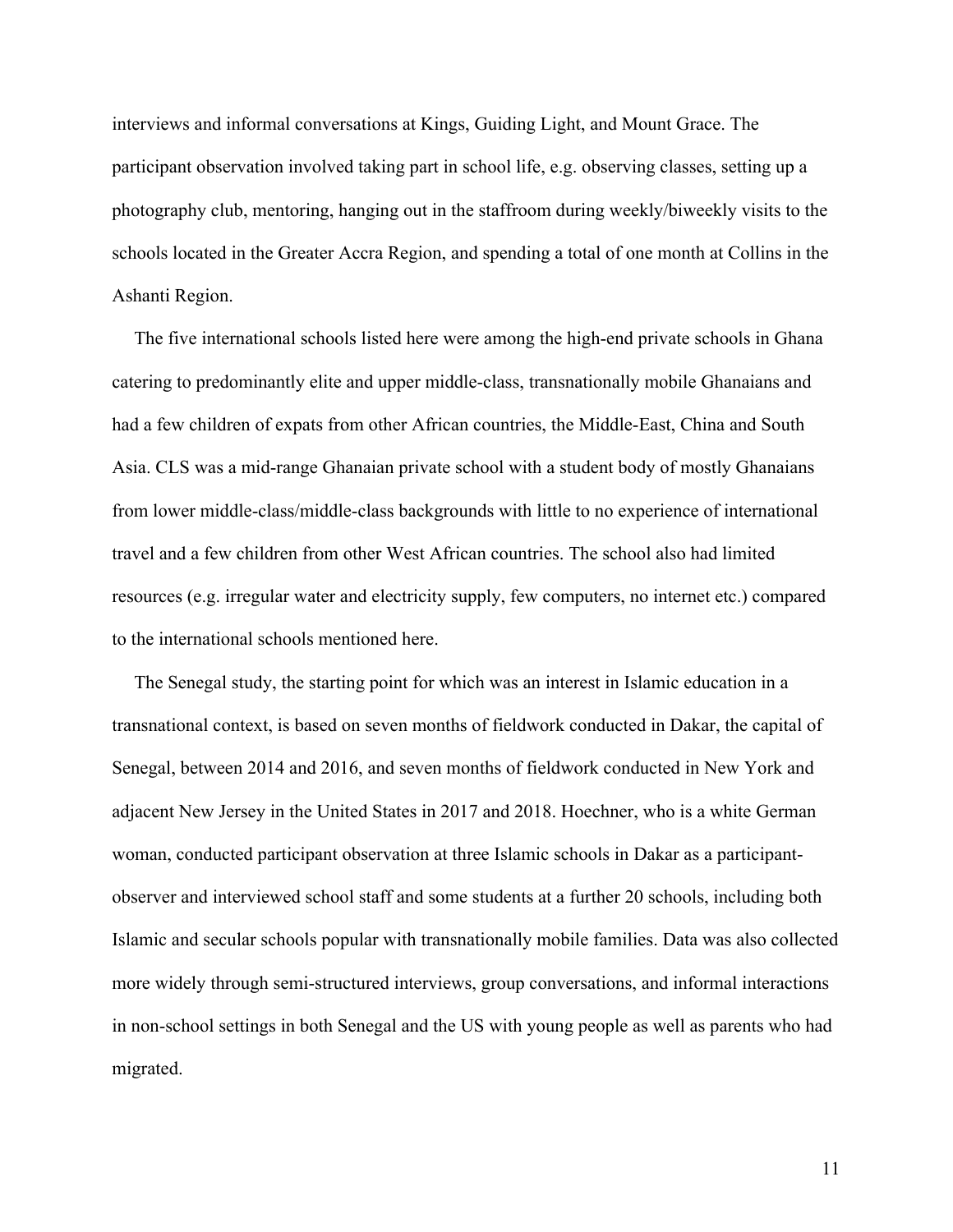interviews and informal conversations at Kings, Guiding Light, and Mount Grace. The participant observation involved taking part in school life, e.g. observing classes, setting up a photography club, mentoring, hanging out in the staffroom during weekly/biweekly visits to the schools located in the Greater Accra Region, and spending a total of one month at Collins in the Ashanti Region.

The five international schools listed here were among the high-end private schools in Ghana catering to predominantly elite and upper middle-class, transnationally mobile Ghanaians and had a few children of expats from other African countries, the Middle-East, China and South Asia. CLS was a mid-range Ghanaian private school with a student body of mostly Ghanaians from lower middle-class/middle-class backgrounds with little to no experience of international travel and a few children from other West African countries. The school also had limited resources (e.g. irregular water and electricity supply, few computers, no internet etc.) compared to the international schools mentioned here.

The Senegal study, the starting point for which was an interest in Islamic education in a transnational context, is based on seven months of fieldwork conducted in Dakar, the capital of Senegal, between 2014 and 2016, and seven months of fieldwork conducted in New York and adjacent New Jersey in the United States in 2017 and 2018. Hoechner, who is a white German woman, conducted participant observation at three Islamic schools in Dakar as a participant-observer and interviewed school staff and some students at a further 20 schools, including both Islamic and secular schools popular with transnationally mobile families. Data was also collected more widely through semi-structured interviews, group conversations, and informal interactions in non-school settings in both Senegal and the US with young people as well as parents who had migrated.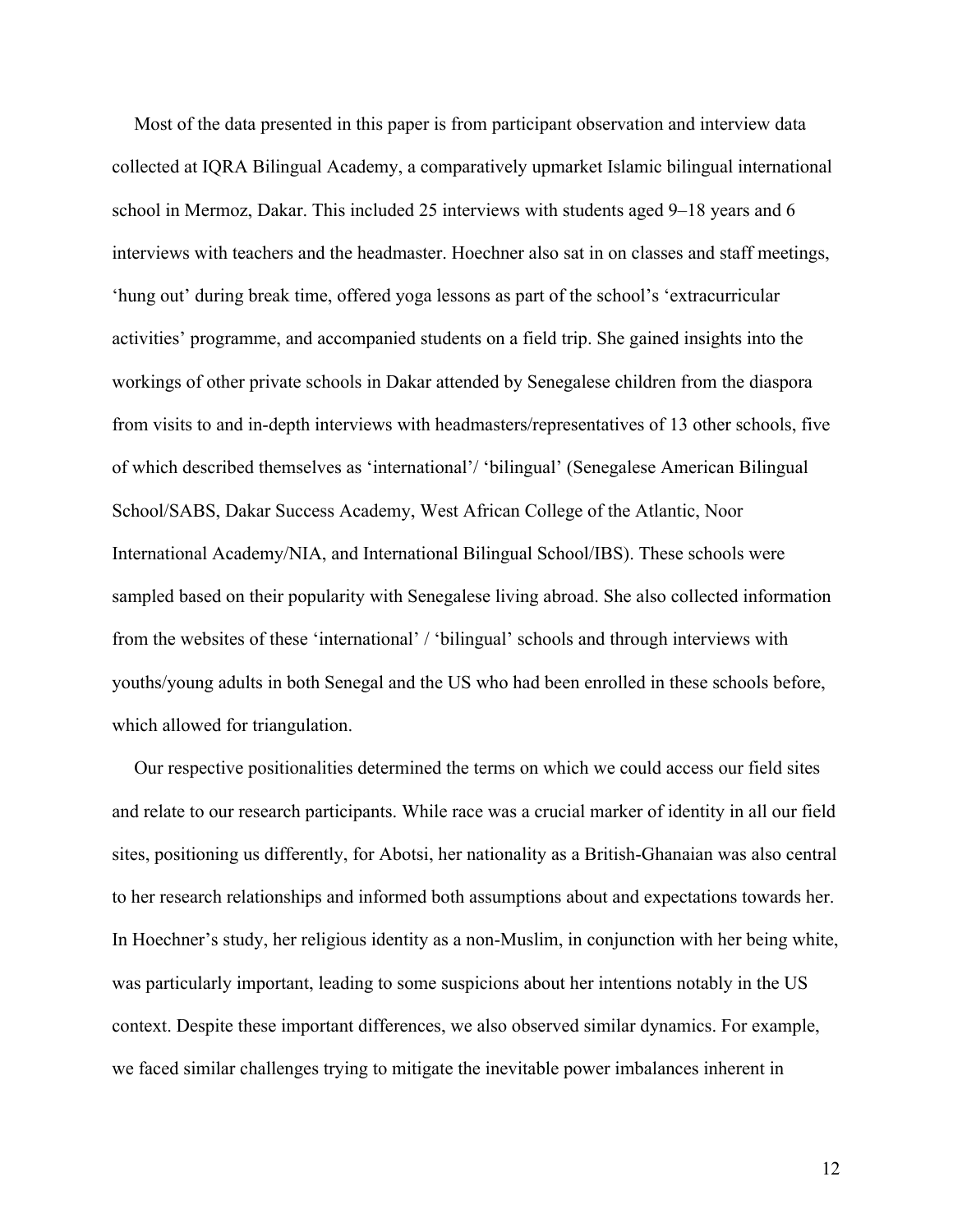Most of the data presented in this paper is from participant observation and interview data collected at IQRA Bilingual Academy, a comparatively upmarket Islamic bilingual international school in Mermoz, Dakar. This included 25 interviews with students aged 9–18 years and 6 interviews with teachers and the headmaster. Hoechner also sat in on classes and staff meetings, 'hung out' during break time, offered yoga lessons as part of the school's 'extracurricular activities' programme, and accompanied students on a field trip. She gained insights into the workings of other private schools in Dakar attended by Senegalese children from the diaspora from visits to and in-depth interviews with headmasters/representatives of 13 other schools, five of which described themselves as 'international'/ 'bilingual' (Senegalese American Bilingual School/SABS, Dakar Success Academy, West African College of the Atlantic, Noor International Academy/NIA, and International Bilingual School/IBS). These schools were sampled based on their popularity with Senegalese living abroad. She also collected information from the websites of these 'international' / 'bilingual' schools and through interviews with youths/young adults in both Senegal and the US who had been enrolled in these schools before, which allowed for triangulation.

Our respective positionalities determined the terms on which we could access our field sites and relate to our research participants. While race was a crucial marker of identity in all our field sites, positioning us differently, for Abotsi, her nationality as a British-Ghanaian was also central to her research relationships and informed both assumptions about and expectations towards her. In Hoechner's study, her religious identity as a non-Muslim, in conjunction with her being white, was particularly important, leading to some suspicions about her intentions notably in the US context. Despite these important differences, we also observed similar dynamics. For example, we faced similar challenges trying to mitigate the inevitable power imbalances inherent in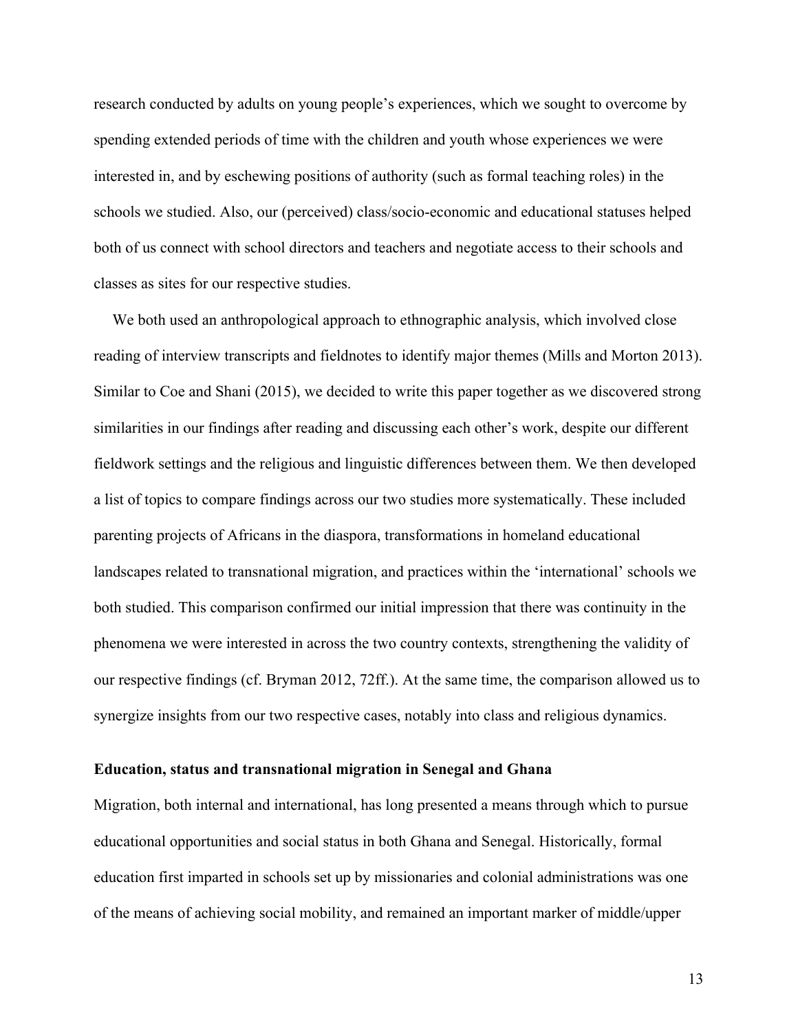research conducted by adults on young people's experiences, which we sought to overcome by spending extended periods of time with the children and youth whose experiences we were interested in, and by eschewing positions of authority (such as formal teaching roles) in the schools we studied. Also, our (perceived) class/socio-economic and educational statuses helped both of us connect with school directors and teachers and negotiate access to their schools and classes as sites for our respective studies.

We both used an anthropological approach to ethnographic analysis, which involved close reading of interview transcripts and fieldnotes to identify major themes (Mills and Morton 2013). Similar to Coe and Shani (2015), we decided to write this paper together as we discovered strong similarities in our findings after reading and discussing each other's work, despite our different fieldwork settings and the religious and linguistic differences between them. We then developed a list of topics to compare findings across our two studies more systematically. These included parenting projects of Africans in the diaspora, transformations in homeland educational landscapes related to transnational migration, and practices within the 'international' schools we both studied. This comparison confirmed our initial impression that there was continuity in the phenomena we were interested in across the two country contexts, strengthening the validity of our respective findings (cf. Bryman 2012, 72ff.). At the same time, the comparison allowed us to synergize insights from our two respective cases, notably into class and religious dynamics.

## Education, status and transnational migration in Senegal and Ghana

Migration, both internal and international, has long presented a means through which to pursue educational opportunities and social status in both Ghana and Senegal. Historically, formal education first imparted in schools set up by missionaries and colonial administrations was one of the means of achieving social mobility, and remained an important marker of middle/upper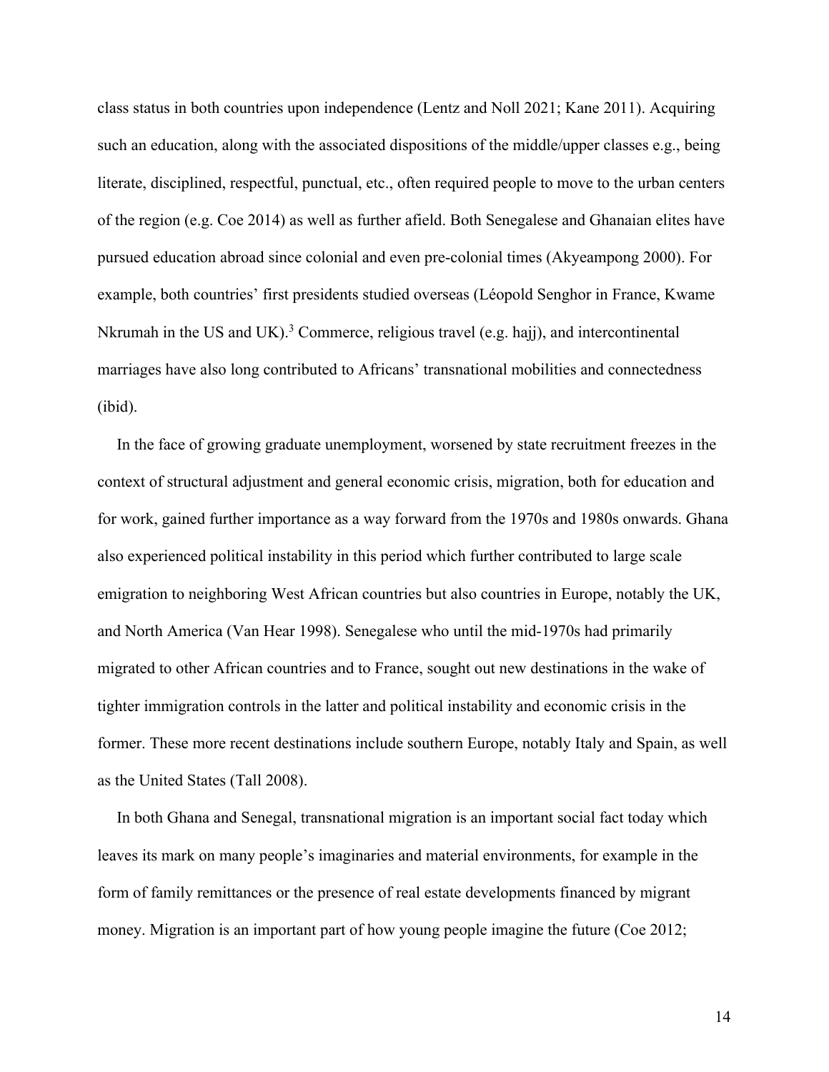class status in both countries upon independence (Lentz and Noll 2021; Kane 2011). Acquiring such an education, along with the associated dispositions of the middle/upper classes e.g., being literate, disciplined, respectful, punctual, etc., often required people to move to the urban centers of the region (e.g. Coe 2014) as well as further afield. Both Senegalese and Ghanaian elites have pursued education abroad since colonial and even pre-colonial times (Akyeampong 2000). For example, both countries' first presidents studied overseas (Léopold Senghor in France, Kwame Nkrumah in the US and UK).[3] Commerce, religious travel (e.g. hajj), and intercontinental marriages have also long contributed to Africans' transnational mobilities and connectedness (ibid).

In the face of growing graduate unemployment, worsened by state recruitment freezes in the context of structural adjustment and general economic crisis, migration, both for education and for work, gained further importance as a way forward from the 1970s and 1980s onwards. Ghana also experienced political instability in this period which further contributed to large scale emigration to neighboring West African countries but also countries in Europe, notably the UK, and North America (Van Hear 1998). Senegalese who until the mid-1970s had primarily migrated to other African countries and to France, sought out new destinations in the wake of tighter immigration controls in the latter and political instability and economic crisis in the former. These more recent destinations include southern Europe, notably Italy and Spain, as well as the United States (Tall 2008).

In both Ghana and Senegal, transnational migration is an important social fact today which leaves its mark on many people's imaginaries and material environments, for example in the form of family remittances or the presence of real estate developments financed by migrant money. Migration is an important part of how young people imagine the future (Coe 2012;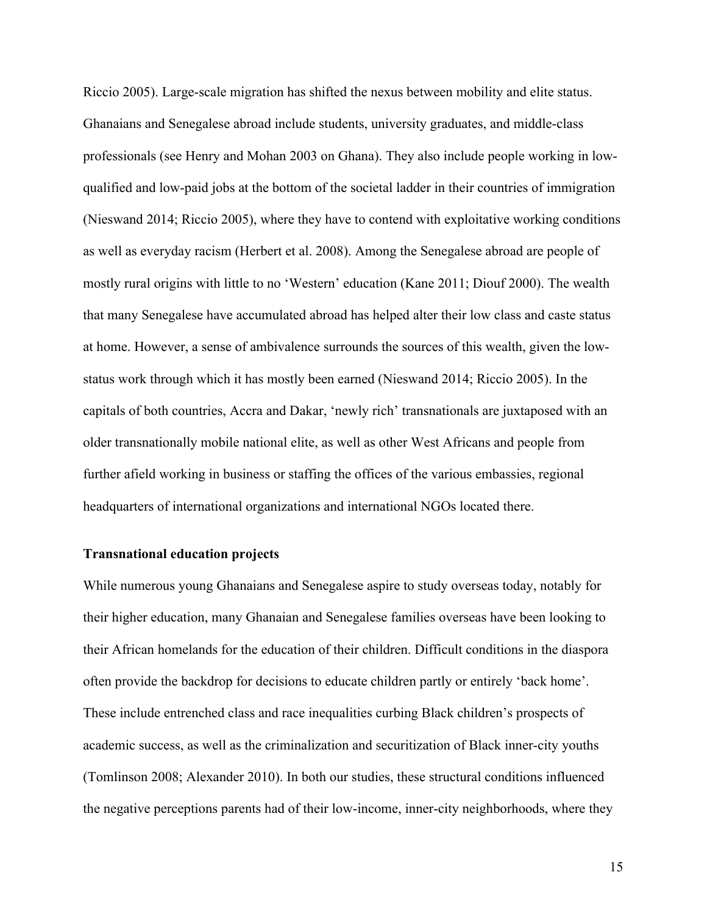Riccio 2005). Large-scale migration has shifted the nexus between mobility and elite status. Ghanaians and Senegalese abroad include students, university graduates, and middle-class professionals (see Henry and Mohan 2003 on Ghana). They also include people working in low-qualified and low-paid jobs at the bottom of the societal ladder in their countries of immigration (Nieswand 2014; Riccio 2005), where they have to contend with exploitative working conditions as well as everyday racism (Herbert et al. 2008). Among the Senegalese abroad are people of mostly rural origins with little to no 'Western' education (Kane 2011; Diouf 2000). The wealth that many Senegalese have accumulated abroad has helped alter their low class and caste status at home. However, a sense of ambivalence surrounds the sources of this wealth, given the low-status work through which it has mostly been earned (Nieswand 2014; Riccio 2005). In the capitals of both countries, Accra and Dakar, 'newly rich' transnationals are juxtaposed with an older transnationally mobile national elite, as well as other West Africans and people from further afield working in business or staffing the offices of the various embassies, regional headquarters of international organizations and international NGOs located there.

**Transnational education projects**

While numerous young Ghanaians and Senegalese aspire to study overseas today, notably for their higher education, many Ghanaian and Senegalese families overseas have been looking to their African homelands for the education of their children. Difficult conditions in the diaspora often provide the backdrop for decisions to educate children partly or entirely 'back home'. These include entrenched class and race inequalities curbing Black children's prospects of academic success, as well as the criminalization and securitization of Black inner-city youths (Tomlinson 2008; Alexander 2010). In both our studies, these structural conditions influenced the negative perceptions parents had of their low-income, inner-city neighborhoods, where they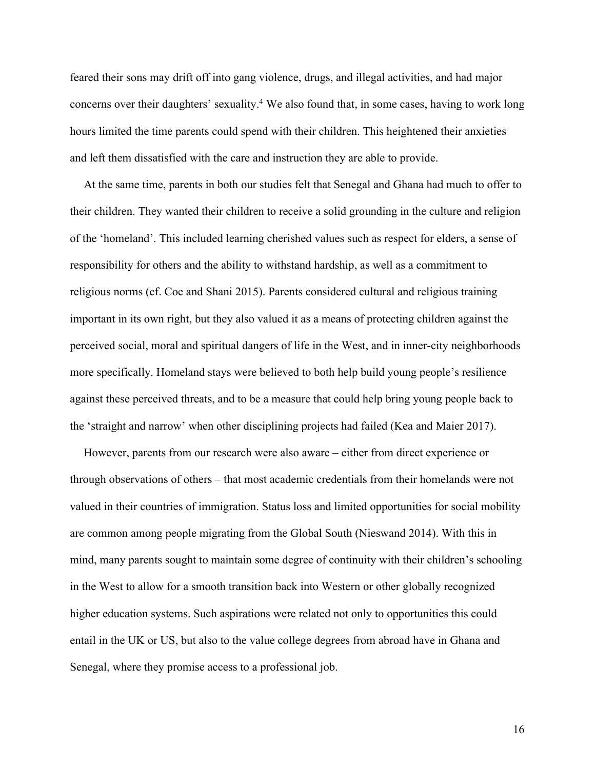feared their sons may drift off into gang violence, drugs, and illegal activities, and had major concerns over their daughters' sexuality.[4] We also found that, in some cases, having to work long hours limited the time parents could spend with their children. This heightened their anxieties and left them dissatisfied with the care and instruction they are able to provide.

At the same time, parents in both our studies felt that Senegal and Ghana had much to offer to their children. They wanted their children to receive a solid grounding in the culture and religion of the 'homeland'. This included learning cherished values such as respect for elders, a sense of responsibility for others and the ability to withstand hardship, as well as a commitment to religious norms (cf. Coe and Shani 2015). Parents considered cultural and religious training important in its own right, but they also valued it as a means of protecting children against the perceived social, moral and spiritual dangers of life in the West, and in inner-city neighborhoods more specifically. Homeland stays were believed to both help build young people's resilience against these perceived threats, and to be a measure that could help bring young people back to the 'straight and narrow' when other disciplining projects had failed (Kea and Maier 2017).

However, parents from our research were also aware – either from direct experience or through observations of others – that most academic credentials from their homelands were not valued in their countries of immigration. Status loss and limited opportunities for social mobility are common among people migrating from the Global South (Nieswand 2014). With this in mind, many parents sought to maintain some degree of continuity with their children's schooling in the West to allow for a smooth transition back into Western or other globally recognized higher education systems. Such aspirations were related not only to opportunities this could entail in the UK or US, but also to the value college degrees from abroad have in Ghana and Senegal, where they promise access to a professional job.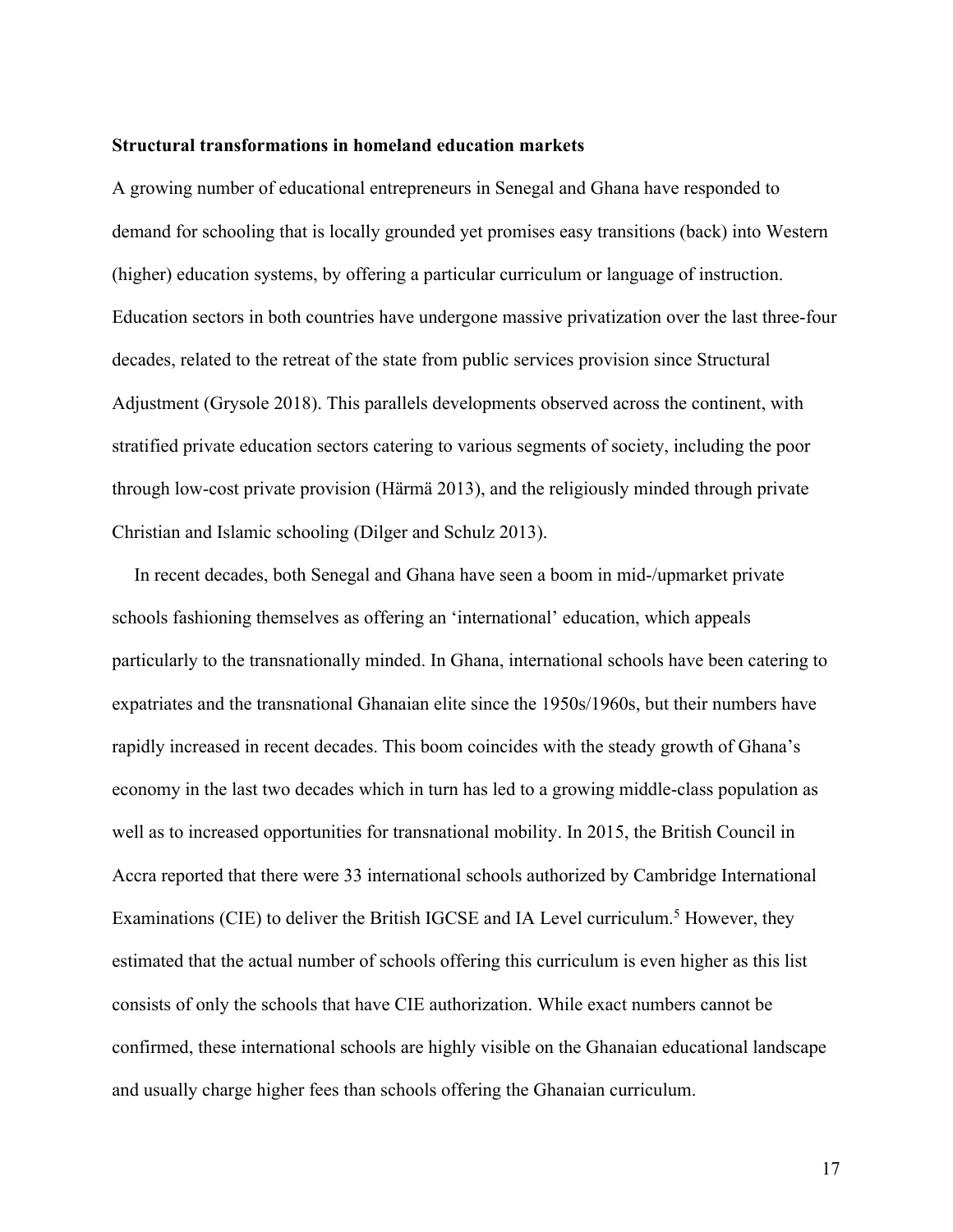**Structural transformations in homeland education markets**

A growing number of educational entrepreneurs in Senegal and Ghana have responded to demand for schooling that is locally grounded yet promises easy transitions (back) into Western (higher) education systems, by offering a particular curriculum or language of instruction. Education sectors in both countries have undergone massive privatization over the last three-four decades, related to the retreat of the state from public services provision since Structural Adjustment (Grysole 2018). This parallels developments observed across the continent, with stratified private education sectors catering to various segments of society, including the poor through low-cost private provision (Härmä 2013), and the religiously minded through private Christian and Islamic schooling (Dilger and Schulz 2013).

In recent decades, both Senegal and Ghana have seen a boom in mid-/upmarket private schools fashioning themselves as offering an 'international' education, which appeals particularly to the transnationally minded. In Ghana, international schools have been catering to expatriates and the transnational Ghanaian elite since the 1950s/1960s, but their numbers have rapidly increased in recent decades. This boom coincides with the steady growth of Ghana's economy in the last two decades which in turn has led to a growing middle-class population as well as to increased opportunities for transnational mobility. In 2015, the British Council in Accra reported that there were 33 international schools authorized by Cambridge International Examinations (CIE) to deliver the British IGCSE and IA Level curriculum.[5] However, they estimated that the actual number of schools offering this curriculum is even higher as this list consists of only the schools that have CIE authorization. While exact numbers cannot be confirmed, these international schools are highly visible on the Ghanaian educational landscape and usually charge higher fees than schools offering the Ghanaian curriculum.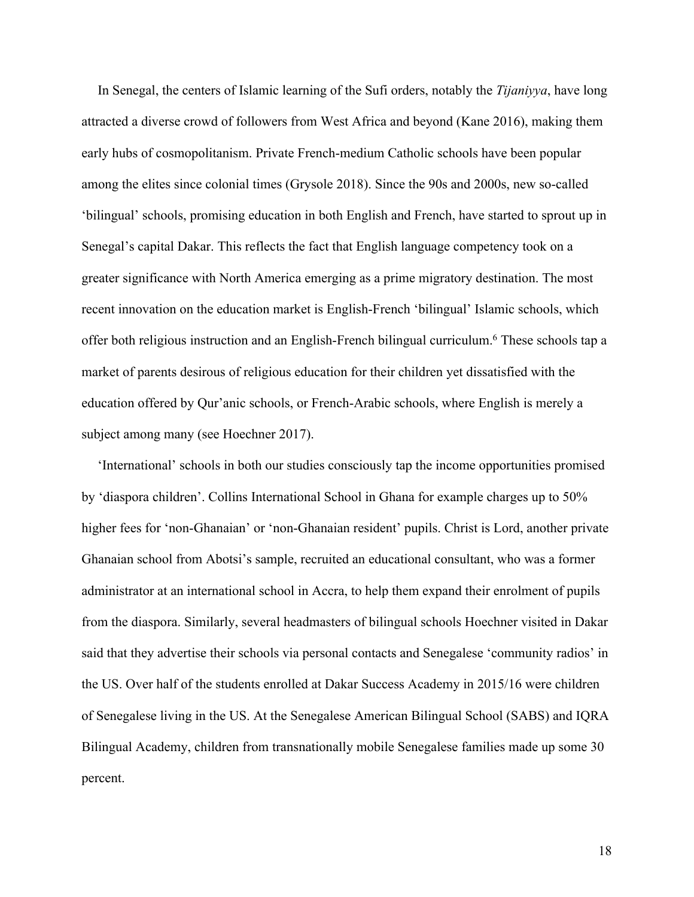In Senegal, the centers of Islamic learning of the Sufi orders, notably the *Tijaniyya*, have long attracted a diverse crowd of followers from West Africa and beyond (Kane 2016), making them early hubs of cosmopolitanism. Private French-medium Catholic schools have been popular among the elites since colonial times (Grysole 2018). Since the 90s and 2000s, new so-called 'bilingual' schools, promising education in both English and French, have started to sprout up in Senegal's capital Dakar. This reflects the fact that English language competency took on a greater significance with North America emerging as a prime migratory destination. The most recent innovation on the education market is English-French 'bilingual' Islamic schools, which offer both religious instruction and an English-French bilingual curriculum.[6] These schools tap a market of parents desirous of religious education for their children yet dissatisfied with the education offered by Qur'anic schools, or French-Arabic schools, where English is merely a subject among many (see Hoechner 2017).

'International' schools in both our studies consciously tap the income opportunities promised by 'diaspora children'. Collins International School in Ghana for example charges up to 50% higher fees for 'non-Ghanaian' or 'non-Ghanaian resident' pupils. Christ is Lord, another private Ghanaian school from Abotsi's sample, recruited an educational consultant, who was a former administrator at an international school in Accra, to help them expand their enrolment of pupils from the diaspora. Similarly, several headmasters of bilingual schools Hoechner visited in Dakar said that they advertise their schools via personal contacts and Senegalese 'community radios' in the US. Over half of the students enrolled at Dakar Success Academy in 2015/16 were children of Senegalese living in the US. At the Senegalese American Bilingual School (SABS) and IQRA Bilingual Academy, children from transnationally mobile Senegalese families made up some 30 percent.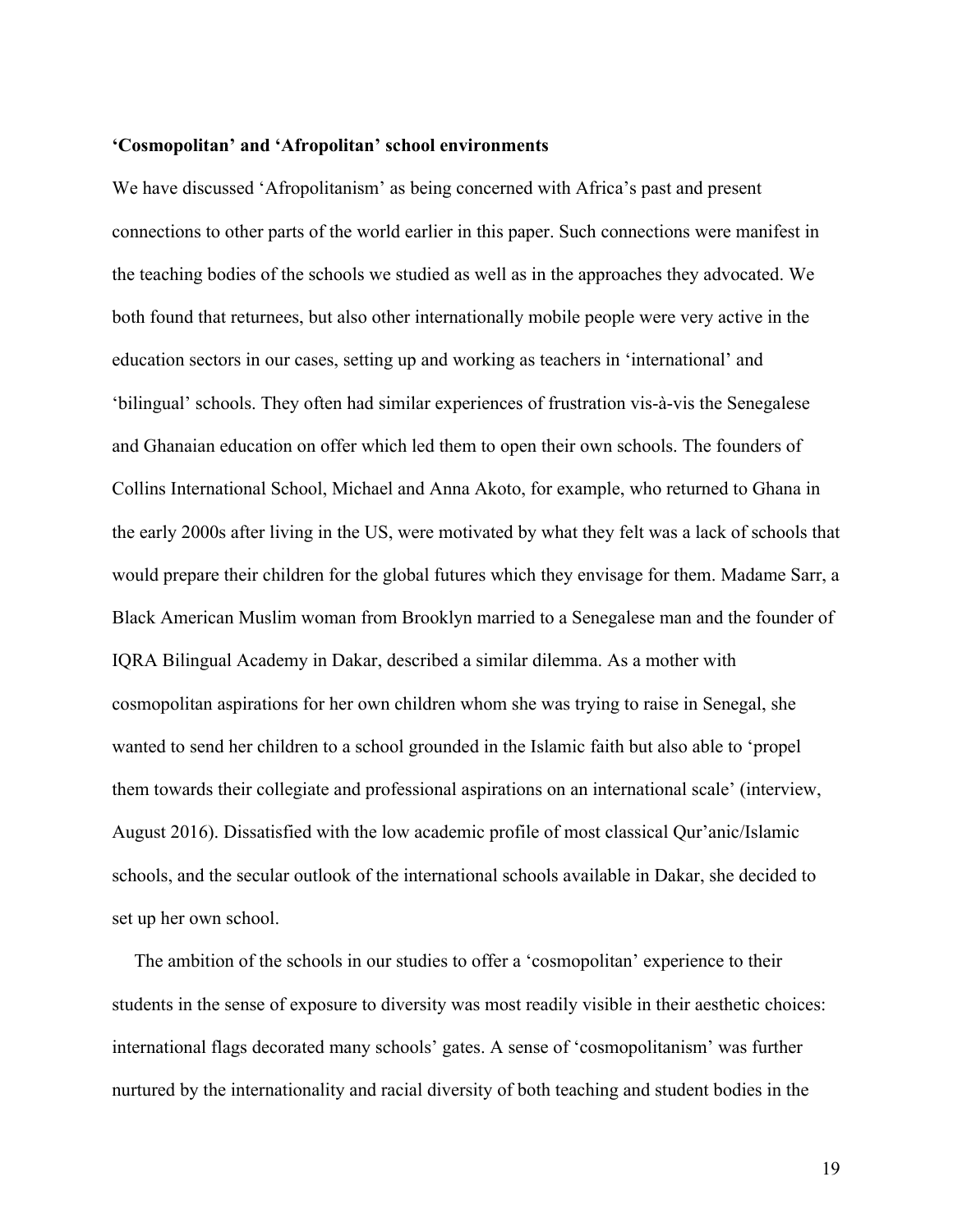**‘Cosmopolitan’ and ‘Afropolitan’ school environments**

We have discussed ‘Afropolitanism’ as being concerned with Africa’s past and present connections to other parts of the world earlier in this paper. Such connections were manifest in the teaching bodies of the schools we studied as well as in the approaches they advocated. We both found that returnees, but also other internationally mobile people were very active in the education sectors in our cases, setting up and working as teachers in ‘international’ and ‘bilingual’ schools. They often had similar experiences of frustration vis-à-vis the Senegalese and Ghanaian education on offer which led them to open their own schools. The founders of Collins International School, Michael and Anna Akoto, for example, who returned to Ghana in the early 2000s after living in the US, were motivated by what they felt was a lack of schools that would prepare their children for the global futures which they envisage for them. Madame Sarr, a Black American Muslim woman from Brooklyn married to a Senegalese man and the founder of IQRA Bilingual Academy in Dakar, described a similar dilemma. As a mother with cosmopolitan aspirations for her own children whom she was trying to raise in Senegal, she wanted to send her children to a school grounded in the Islamic faith but also able to ‘propel them towards their collegiate and professional aspirations on an international scale’ (interview, August 2016). Dissatisfied with the low academic profile of most classical Qur’anic/Islamic schools, and the secular outlook of the international schools available in Dakar, she decided to set up her own school.

The ambition of the schools in our studies to offer a ‘cosmopolitan’ experience to their students in the sense of exposure to diversity was most readily visible in their aesthetic choices: international flags decorated many schools’ gates. A sense of ‘cosmopolitanism’ was further nurtured by the internationality and racial diversity of both teaching and student bodies in the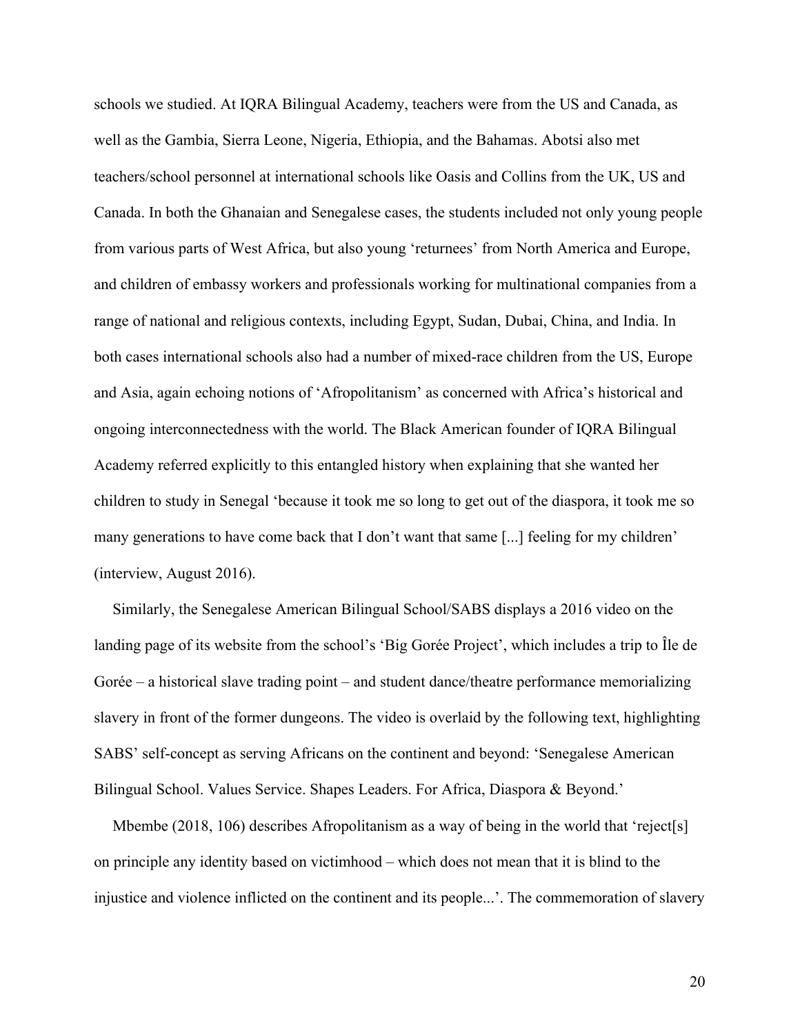schools we studied. At IQRA Bilingual Academy, teachers were from the US and Canada, as well as the Gambia, Sierra Leone, Nigeria, Ethiopia, and the Bahamas. Abotsi also met teachers/school personnel at international schools like Oasis and Collins from the UK, US and Canada. In both the Ghanaian and Senegalese cases, the students included not only young people from various parts of West Africa, but also young 'returnees' from North America and Europe, and children of embassy workers and professionals working for multinational companies from a range of national and religious contexts, including Egypt, Sudan, Dubai, China, and India. In both cases international schools also had a number of mixed-race children from the US, Europe and Asia, again echoing notions of 'Afropolitanism' as concerned with Africa's historical and ongoing interconnectedness with the world. The Black American founder of IQRA Bilingual Academy referred explicitly to this entangled history when explaining that she wanted her children to study in Senegal 'because it took me so long to get out of the diaspora, it took me so many generations to have come back that I don't want that same [...] feeling for my children' (interview, August 2016).

Similarly, the Senegalese American Bilingual School/SABS displays a 2016 video on the landing page of its website from the school's 'Big Gorée Project', which includes a trip to Île de Gorée – a historical slave trading point – and student dance/theatre performance memorializing slavery in front of the former dungeons. The video is overlaid by the following text, highlighting SABS' self-concept as serving Africans on the continent and beyond: 'Senegalese American Bilingual School. Values Service. Shapes Leaders. For Africa, Diaspora & Beyond.'

Mbembe (2018, 106) describes Afropolitanism as a way of being in the world that 'reject[s] on principle any identity based on victimhood – which does not mean that it is blind to the injustice and violence inflicted on the continent and its people...'. The commemoration of slavery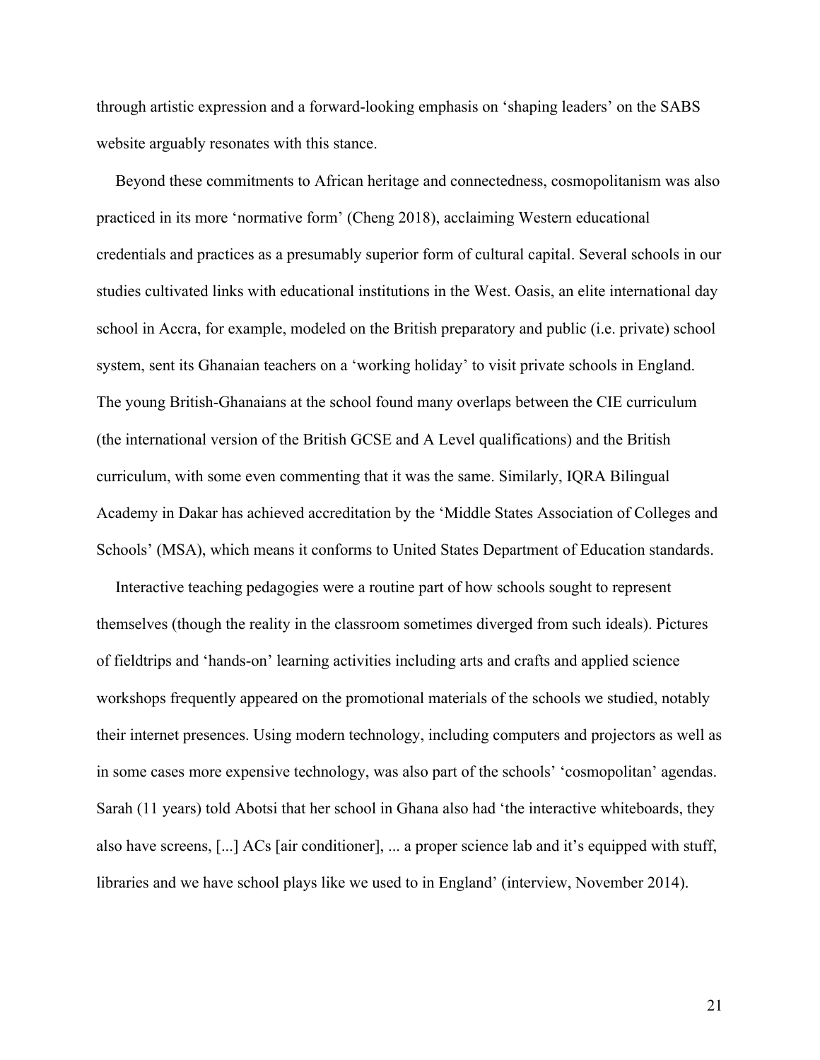through artistic expression and a forward-looking emphasis on 'shaping leaders' on the SABS website arguably resonates with this stance.

Beyond these commitments to African heritage and connectedness, cosmopolitanism was also practiced in its more 'normative form' (Cheng 2018), acclaiming Western educational credentials and practices as a presumably superior form of cultural capital. Several schools in our studies cultivated links with educational institutions in the West. Oasis, an elite international day school in Accra, for example, modeled on the British preparatory and public (i.e. private) school system, sent its Ghanaian teachers on a 'working holiday' to visit private schools in England. The young British-Ghanaians at the school found many overlaps between the CIE curriculum (the international version of the British GCSE and A Level qualifications) and the British curriculum, with some even commenting that it was the same. Similarly, IQRA Bilingual Academy in Dakar has achieved accreditation by the 'Middle States Association of Colleges and Schools' (MSA), which means it conforms to United States Department of Education standards.

Interactive teaching pedagogies were a routine part of how schools sought to represent themselves (though the reality in the classroom sometimes diverged from such ideals). Pictures of fieldtrips and 'hands-on' learning activities including arts and crafts and applied science workshops frequently appeared on the promotional materials of the schools we studied, notably their internet presences. Using modern technology, including computers and projectors as well as in some cases more expensive technology, was also part of the schools' 'cosmopolitan' agendas. Sarah (11 years) told Abotsi that her school in Ghana also had 'the interactive whiteboards, they also have screens, [...] ACs [air conditioner], ... a proper science lab and it's equipped with stuff, libraries and we have school plays like we used to in England' (interview, November 2014).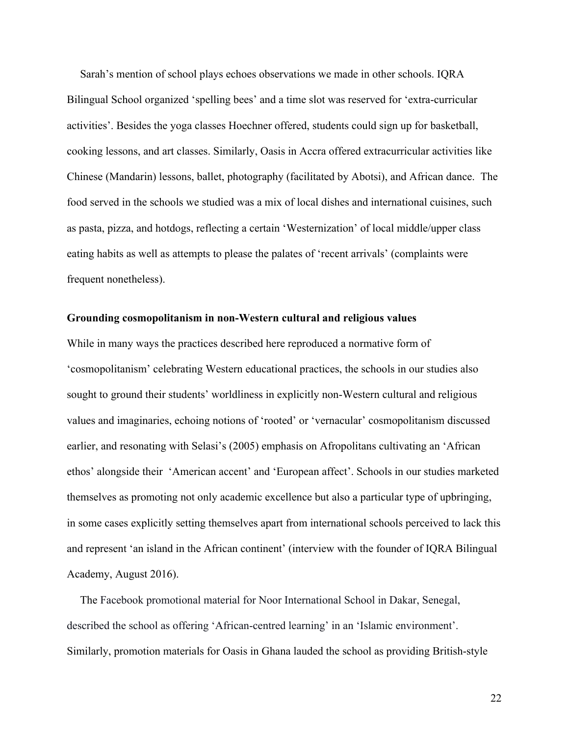Sarah's mention of school plays echoes observations we made in other schools. IQRA Bilingual School organized 'spelling bees' and a time slot was reserved for 'extra-curricular activities'. Besides the yoga classes Hoechner offered, students could sign up for basketball, cooking lessons, and art classes. Similarly, Oasis in Accra offered extracurricular activities like Chinese (Mandarin) lessons, ballet, photography (facilitated by Abotsi), and African dance. The food served in the schools we studied was a mix of local dishes and international cuisines, such as pasta, pizza, and hotdogs, reflecting a certain 'Westernization' of local middle/upper class eating habits as well as attempts to please the palates of 'recent arrivals' (complaints were frequent nonetheless).

**Grounding cosmopolitanism in non-Western cultural and religious values**

While in many ways the practices described here reproduced a normative form of 'cosmopolitanism' celebrating Western educational practices, the schools in our studies also sought to ground their students' worldliness in explicitly non-Western cultural and religious values and imaginaries, echoing notions of 'rooted' or 'vernacular' cosmopolitanism discussed earlier, and resonating with Selasi's (2005) emphasis on Afropolitans cultivating an 'African ethos' alongside their 'American accent' and 'European affect'. Schools in our studies marketed themselves as promoting not only academic excellence but also a particular type of upbringing, in some cases explicitly setting themselves apart from international schools perceived to lack this and represent 'an island in the African continent' (interview with the founder of IQRA Bilingual Academy, August 2016).

The Facebook promotional material for Noor International School in Dakar, Senegal, described the school as offering 'African-centred learning' in an 'Islamic environment'. Similarly, promotion materials for Oasis in Ghana lauded the school as providing British-style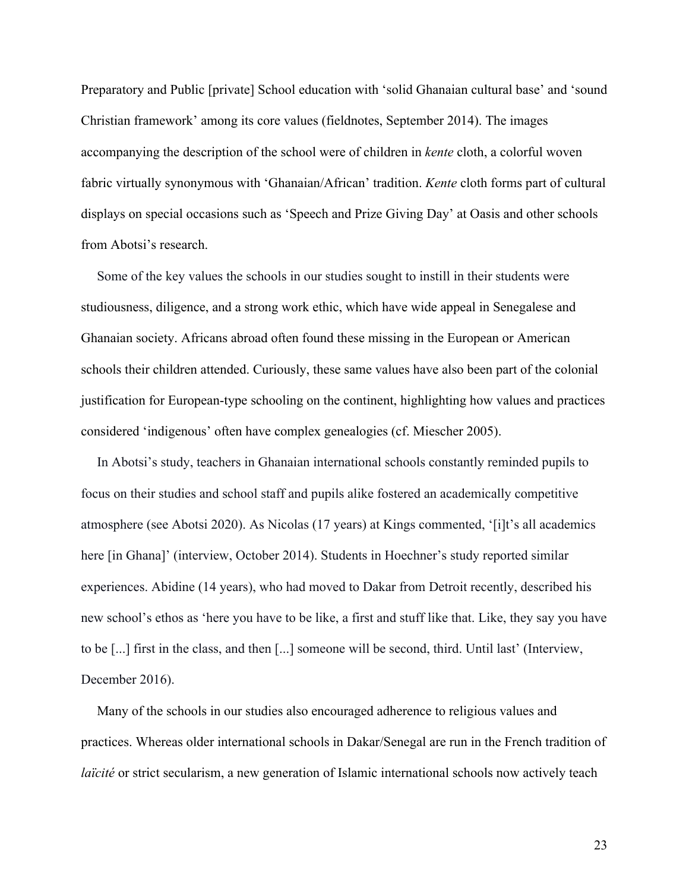Preparatory and Public [private] School education with 'solid Ghanaian cultural base' and 'sound Christian framework' among its core values (fieldnotes, September 2014). The images accompanying the description of the school were of children in *kente* cloth, a colorful woven fabric virtually synonymous with 'Ghanaian/African' tradition. *Kente* cloth forms part of cultural displays on special occasions such as 'Speech and Prize Giving Day' at Oasis and other schools from Abotsi's research.

Some of the key values the schools in our studies sought to instill in their students were studiousness, diligence, and a strong work ethic, which have wide appeal in Senegalese and Ghanaian society. Africans abroad often found these missing in the European or American schools their children attended. Curiously, these same values have also been part of the colonial justification for European-type schooling on the continent, highlighting how values and practices considered 'indigenous' often have complex genealogies (cf. Miescher 2005).

In Abotsi's study, teachers in Ghanaian international schools constantly reminded pupils to focus on their studies and school staff and pupils alike fostered an academically competitive atmosphere (see Abotsi 2020). As Nicolas (17 years) at Kings commented, '[i]t's all academics here [in Ghana]' (interview, October 2014). Students in Hoechner's study reported similar experiences. Abidine (14 years), who had moved to Dakar from Detroit recently, described his new school's ethos as 'here you have to be like, a first and stuff like that. Like, they say you have to be [...] first in the class, and then [...] someone will be second, third. Until last' (Interview, December 2016).

Many of the schools in our studies also encouraged adherence to religious values and practices. Whereas older international schools in Dakar/Senegal are run in the French tradition of *laïcité* or strict secularism, a new generation of Islamic international schools now actively teach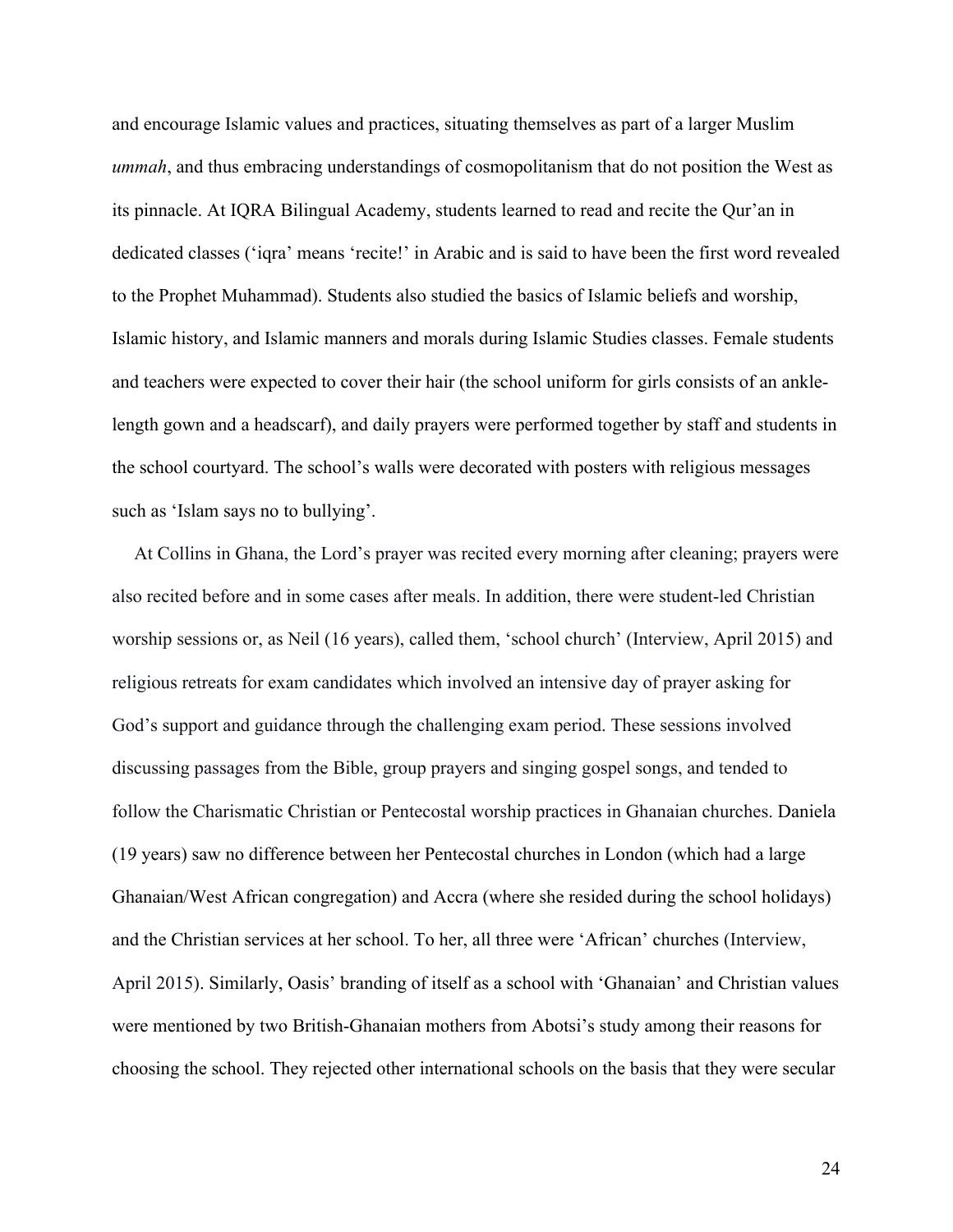and encourage Islamic values and practices, situating themselves as part of a larger Muslim *ummah*, and thus embracing understandings of cosmopolitanism that do not position the West as its pinnacle. At IQRA Bilingual Academy, students learned to read and recite the Qur'an in dedicated classes ('iqra' means 'recite!' in Arabic and is said to have been the first word revealed to the Prophet Muhammad). Students also studied the basics of Islamic beliefs and worship, Islamic history, and Islamic manners and morals during Islamic Studies classes. Female students and teachers were expected to cover their hair (the school uniform for girls consists of an ankle-length gown and a headscarf), and daily prayers were performed together by staff and students in the school courtyard. The school's walls were decorated with posters with religious messages such as 'Islam says no to bullying'.

At Collins in Ghana, the Lord's prayer was recited every morning after cleaning; prayers were also recited before and in some cases after meals. In addition, there were student-led Christian worship sessions or, as Neil (16 years), called them, 'school church' (Interview, April 2015) and religious retreats for exam candidates which involved an intensive day of prayer asking for God's support and guidance through the challenging exam period. These sessions involved discussing passages from the Bible, group prayers and singing gospel songs, and tended to follow the Charismatic Christian or Pentecostal worship practices in Ghanaian churches. Daniela (19 years) saw no difference between her Pentecostal churches in London (which had a large Ghanaian/West African congregation) and Accra (where she resided during the school holidays) and the Christian services at her school. To her, all three were 'African' churches (Interview, April 2015). Similarly, Oasis' branding of itself as a school with 'Ghanaian' and Christian values were mentioned by two British-Ghanaian mothers from Abotsi's study among their reasons for choosing the school. They rejected other international schools on the basis that they were secular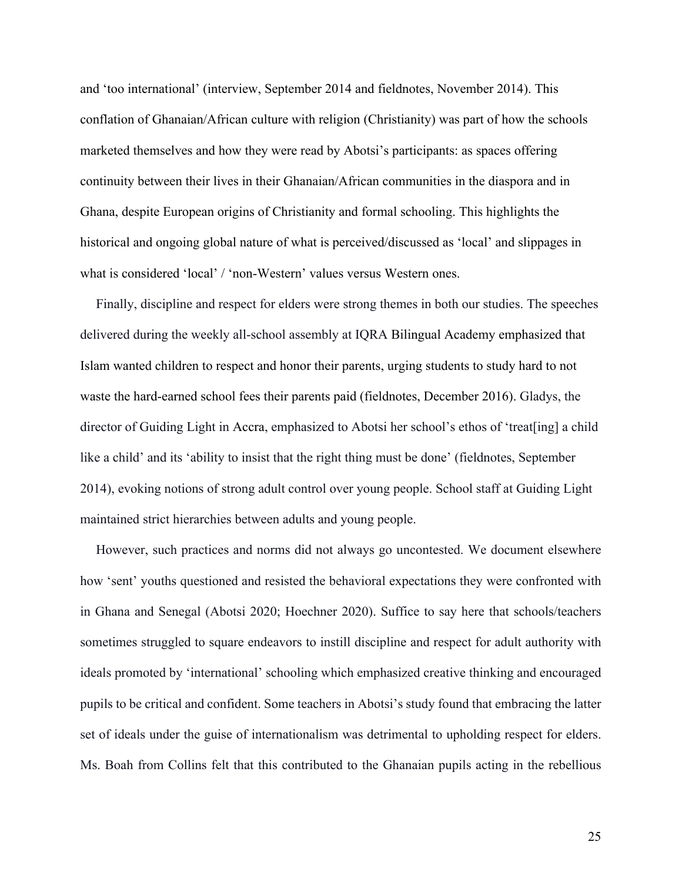and 'too international' (interview, September 2014 and fieldnotes, November 2014). This conflation of Ghanaian/African culture with religion (Christianity) was part of how the schools marketed themselves and how they were read by Abotsi's participants: as spaces offering continuity between their lives in their Ghanaian/African communities in the diaspora and in Ghana, despite European origins of Christianity and formal schooling. This highlights the historical and ongoing global nature of what is perceived/discussed as 'local' and slippages in what is considered 'local' / 'non-Western' values versus Western ones.

Finally, discipline and respect for elders were strong themes in both our studies. The speeches delivered during the weekly all-school assembly at IQRA Bilingual Academy emphasized that Islam wanted children to respect and honor their parents, urging students to study hard to not waste the hard-earned school fees their parents paid (fieldnotes, December 2016). Gladys, the director of Guiding Light in Accra, emphasized to Abotsi her school's ethos of 'treat[ing] a child like a child' and its 'ability to insist that the right thing must be done' (fieldnotes, September 2014), evoking notions of strong adult control over young people. School staff at Guiding Light maintained strict hierarchies between adults and young people.

However, such practices and norms did not always go uncontested. We document elsewhere how 'sent' youths questioned and resisted the behavioral expectations they were confronted with in Ghana and Senegal (Abotsi 2020; Hoechner 2020). Suffice to say here that schools/teachers sometimes struggled to square endeavors to instill discipline and respect for adult authority with ideals promoted by 'international' schooling which emphasized creative thinking and encouraged pupils to be critical and confident. Some teachers in Abotsi's study found that embracing the latter set of ideals under the guise of internationalism was detrimental to upholding respect for elders. Ms. Boah from Collins felt that this contributed to the Ghanaian pupils acting in the rebellious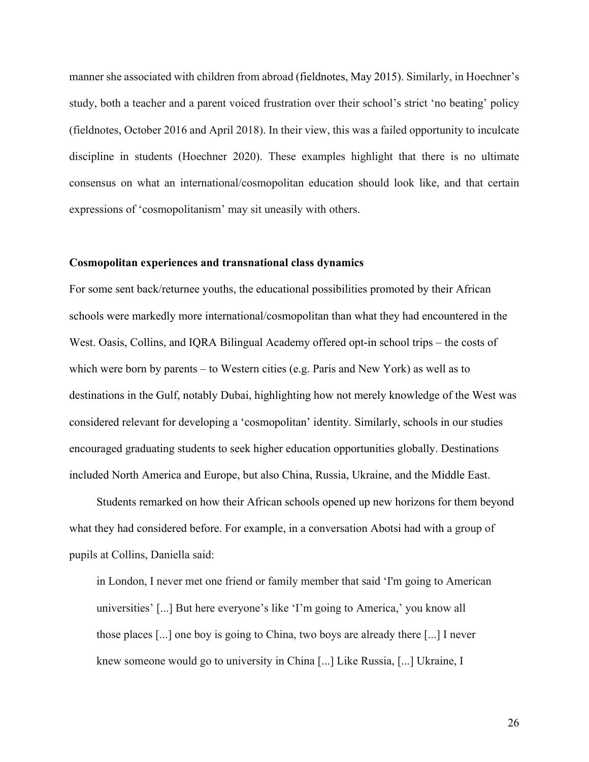manner she associated with children from abroad (fieldnotes, May 2015). Similarly, in Hoechner's study, both a teacher and a parent voiced frustration over their school's strict 'no beating' policy (fieldnotes, October 2016 and April 2018). In their view, this was a failed opportunity to inculcate discipline in students (Hoechner 2020). These examples highlight that there is no ultimate consensus on what an international/cosmopolitan education should look like, and that certain expressions of 'cosmopolitanism' may sit uneasily with others.

**Cosmopolitan experiences and transnational class dynamics**

For some sent back/returnee youths, the educational possibilities promoted by their African schools were markedly more international/cosmopolitan than what they had encountered in the West. Oasis, Collins, and IQRA Bilingual Academy offered opt-in school trips – the costs of which were born by parents – to Western cities (e.g. Paris and New York) as well as to destinations in the Gulf, notably Dubai, highlighting how not merely knowledge of the West was considered relevant for developing a 'cosmopolitan' identity. Similarly, schools in our studies encouraged graduating students to seek higher education opportunities globally. Destinations included North America and Europe, but also China, Russia, Ukraine, and the Middle East.

Students remarked on how their African schools opened up new horizons for them beyond what they had considered before. For example, in a conversation Abotsi had with a group of pupils at Collins, Daniella said:

> in London, I never met one friend or family member that said 'I'm going to American universities' [...] But here everyone's like 'I'm going to America,' you know all those places [...] one boy is going to China, two boys are already there [...] I never knew someone would go to university in China [...] Like Russia, [...] Ukraine, I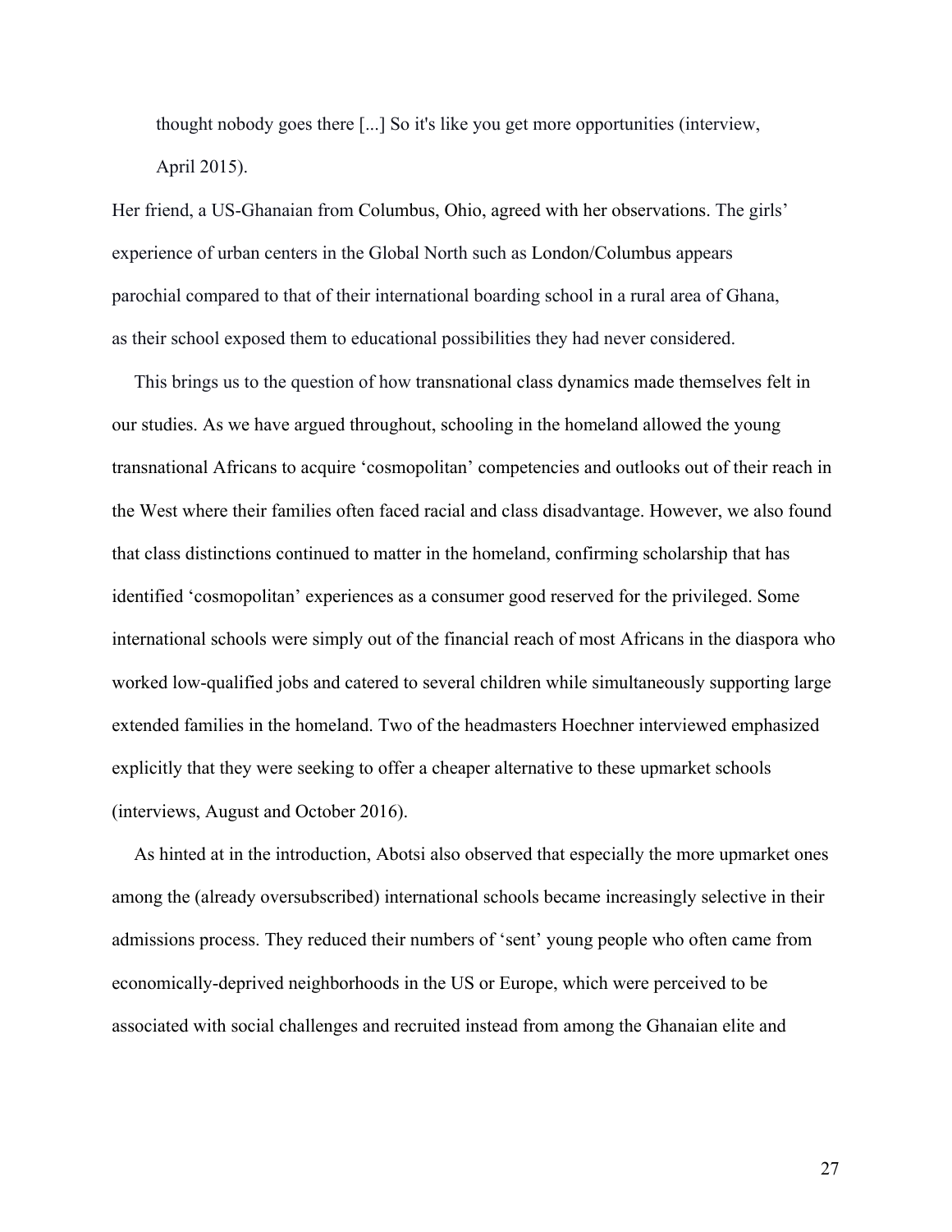> thought nobody goes there [...] So it's like you get more opportunities (interview, April 2015).

Her friend, a US-Ghanaian from Columbus, Ohio, agreed with her observations. The girls' experience of urban centers in the Global North such as London/Columbus appears parochial compared to that of their international boarding school in a rural area of Ghana, as their school exposed them to educational possibilities they had never considered.

This brings us to the question of how transnational class dynamics made themselves felt in our studies. As we have argued throughout, schooling in the homeland allowed the young transnational Africans to acquire 'cosmopolitan' competencies and outlooks out of their reach in the West where their families often faced racial and class disadvantage. However, we also found that class distinctions continued to matter in the homeland, confirming scholarship that has identified 'cosmopolitan' experiences as a consumer good reserved for the privileged. Some international schools were simply out of the financial reach of most Africans in the diaspora who worked low-qualified jobs and catered to several children while simultaneously supporting large extended families in the homeland. Two of the headmasters Hoechner interviewed emphasized explicitly that they were seeking to offer a cheaper alternative to these upmarket schools (interviews, August and October 2016).

As hinted at in the introduction, Abotsi also observed that especially the more upmarket ones among the (already oversubscribed) international schools became increasingly selective in their admissions process. They reduced their numbers of 'sent' young people who often came from economically-deprived neighborhoods in the US or Europe, which were perceived to be associated with social challenges and recruited instead from among the Ghanaian elite and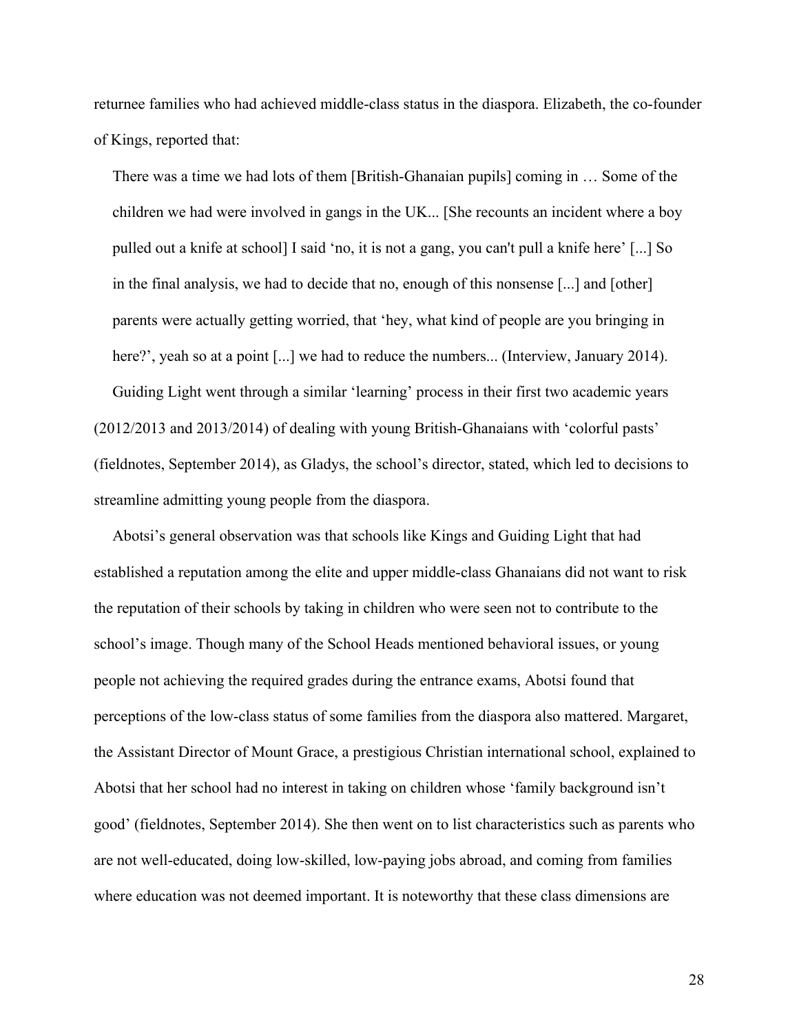returnee families who had achieved middle-class status in the diaspora. Elizabeth, the co-founder of Kings, reported that:

> There was a time we had lots of them [British-Ghanaian pupils] coming in … Some of the children we had were involved in gangs in the UK... [She recounts an incident where a boy pulled out a knife at school] I said 'no, it is not a gang, you can't pull a knife here' [...] So in the final analysis, we had to decide that no, enough of this nonsense [...] and [other] parents were actually getting worried, that 'hey, what kind of people are you bringing in here?', yeah so at a point [...] we had to reduce the numbers... (Interview, January 2014).

Guiding Light went through a similar 'learning' process in their first two academic years (2012/2013 and 2013/2014) of dealing with young British-Ghanaians with 'colorful pasts' (fieldnotes, September 2014), as Gladys, the school's director, stated, which led to decisions to streamline admitting young people from the diaspora.

Abotsi's general observation was that schools like Kings and Guiding Light that had established a reputation among the elite and upper middle-class Ghanaians did not want to risk the reputation of their schools by taking in children who were seen not to contribute to the school's image. Though many of the School Heads mentioned behavioral issues, or young people not achieving the required grades during the entrance exams, Abotsi found that perceptions of the low-class status of some families from the diaspora also mattered. Margaret, the Assistant Director of Mount Grace, a prestigious Christian international school, explained to Abotsi that her school had no interest in taking on children whose 'family background isn't good' (fieldnotes, September 2014). She then went on to list characteristics such as parents who are not well-educated, doing low-skilled, low-paying jobs abroad, and coming from families where education was not deemed important. It is noteworthy that these class dimensions are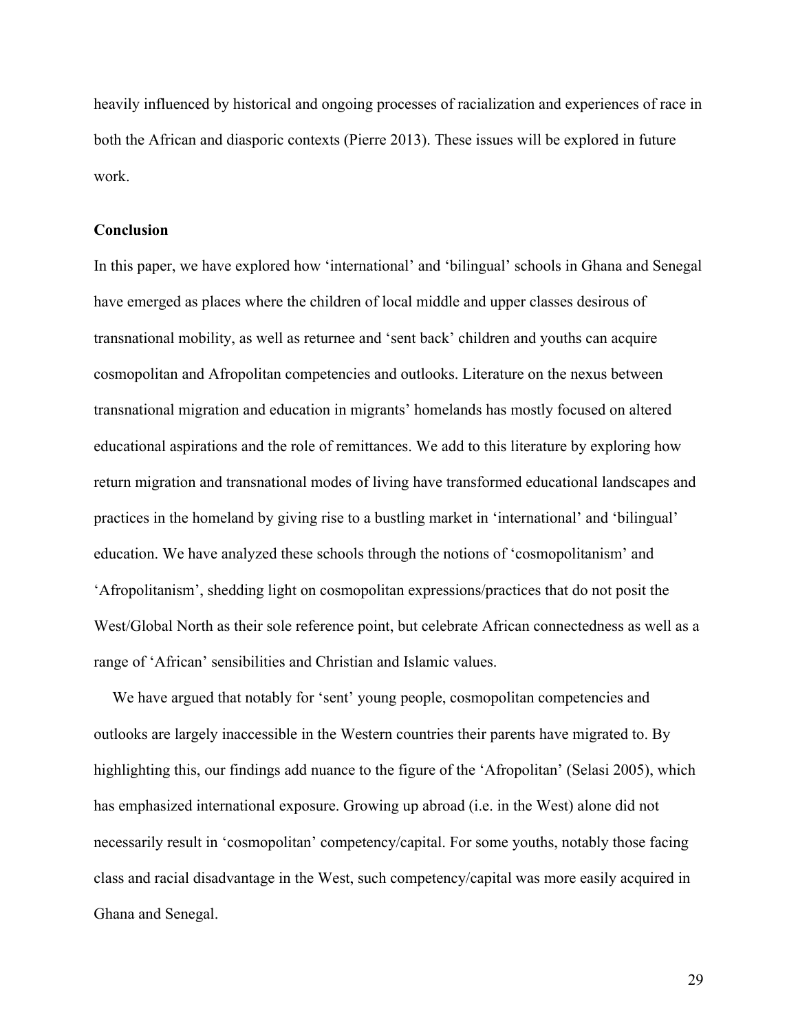heavily influenced by historical and ongoing processes of racialization and experiences of race in both the African and diasporic contexts (Pierre 2013). These issues will be explored in future work.

## Conclusion

In this paper, we have explored how 'international' and 'bilingual' schools in Ghana and Senegal have emerged as places where the children of local middle and upper classes desirous of transnational mobility, as well as returnee and 'sent back' children and youths can acquire cosmopolitan and Afropolitan competencies and outlooks. Literature on the nexus between transnational migration and education in migrants' homelands has mostly focused on altered educational aspirations and the role of remittances. We add to this literature by exploring how return migration and transnational modes of living have transformed educational landscapes and practices in the homeland by giving rise to a bustling market in 'international' and 'bilingual' education. We have analyzed these schools through the notions of 'cosmopolitanism' and 'Afropolitanism', shedding light on cosmopolitan expressions/practices that do not posit the West/Global North as their sole reference point, but celebrate African connectedness as well as a range of 'African' sensibilities and Christian and Islamic values.

We have argued that notably for 'sent' young people, cosmopolitan competencies and outlooks are largely inaccessible in the Western countries their parents have migrated to. By highlighting this, our findings add nuance to the figure of the 'Afropolitan' (Selasi 2005), which has emphasized international exposure. Growing up abroad (i.e. in the West) alone did not necessarily result in 'cosmopolitan' competency/capital. For some youths, notably those facing class and racial disadvantage in the West, such competency/capital was more easily acquired in Ghana and Senegal.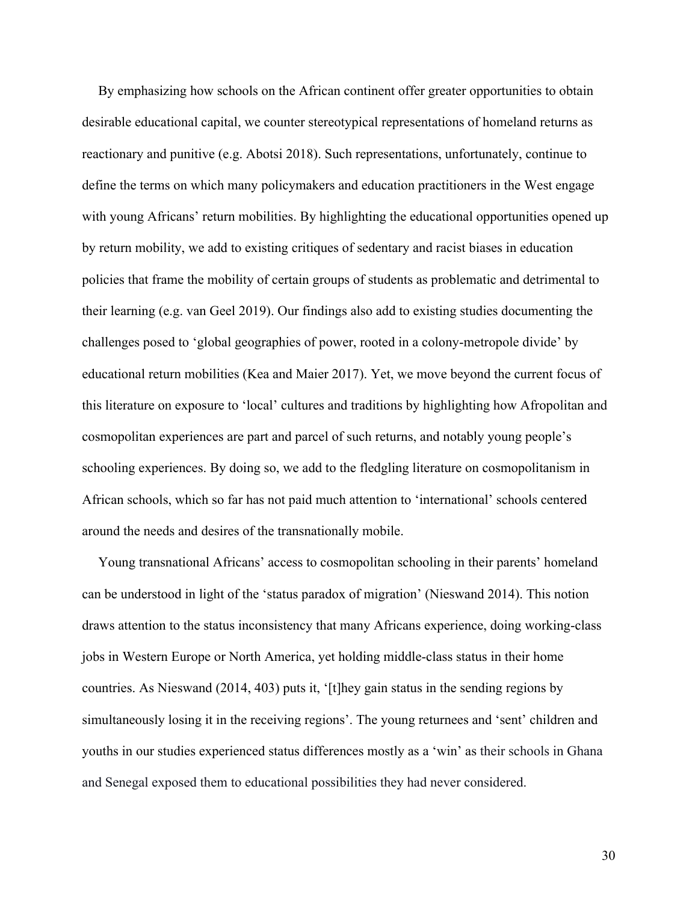By emphasizing how schools on the African continent offer greater opportunities to obtain desirable educational capital, we counter stereotypical representations of homeland returns as reactionary and punitive (e.g. Abotsi 2018). Such representations, unfortunately, continue to define the terms on which many policymakers and education practitioners in the West engage with young Africans' return mobilities. By highlighting the educational opportunities opened up by return mobility, we add to existing critiques of sedentary and racist biases in education policies that frame the mobility of certain groups of students as problematic and detrimental to their learning (e.g. van Geel 2019). Our findings also add to existing studies documenting the challenges posed to 'global geographies of power, rooted in a colony-metropole divide' by educational return mobilities (Kea and Maier 2017). Yet, we move beyond the current focus of this literature on exposure to 'local' cultures and traditions by highlighting how Afropolitan and cosmopolitan experiences are part and parcel of such returns, and notably young people's schooling experiences. By doing so, we add to the fledgling literature on cosmopolitanism in African schools, which so far has not paid much attention to 'international' schools centered around the needs and desires of the transnationally mobile.

Young transnational Africans' access to cosmopolitan schooling in their parents' homeland can be understood in light of the 'status paradox of migration' (Nieswand 2014). This notion draws attention to the status inconsistency that many Africans experience, doing working-class jobs in Western Europe or North America, yet holding middle-class status in their home countries. As Nieswand (2014, 403) puts it, '[t]hey gain status in the sending regions by simultaneously losing it in the receiving regions'. The young returnees and 'sent' children and youths in our studies experienced status differences mostly as a 'win' as their schools in Ghana and Senegal exposed them to educational possibilities they had never considered.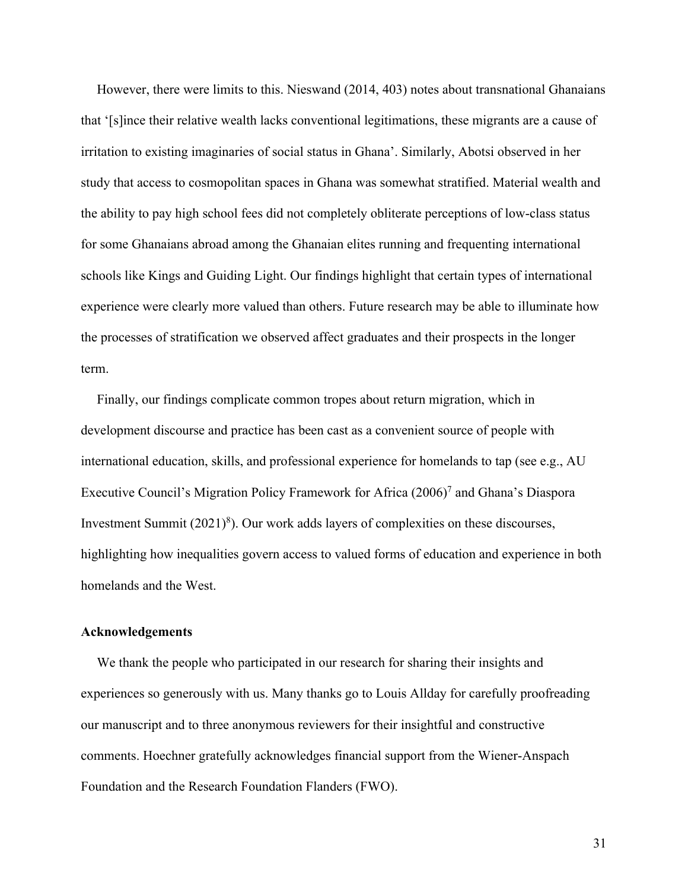However, there were limits to this. Nieswand (2014, 403) notes about transnational Ghanaians that '[s]ince their relative wealth lacks conventional legitimations, these migrants are a cause of irritation to existing imaginaries of social status in Ghana'. Similarly, Abotsi observed in her study that access to cosmopolitan spaces in Ghana was somewhat stratified. Material wealth and the ability to pay high school fees did not completely obliterate perceptions of low-class status for some Ghanaians abroad among the Ghanaian elites running and frequenting international schools like Kings and Guiding Light. Our findings highlight that certain types of international experience were clearly more valued than others. Future research may be able to illuminate how the processes of stratification we observed affect graduates and their prospects in the longer term.

Finally, our findings complicate common tropes about return migration, which in development discourse and practice has been cast as a convenient source of people with international education, skills, and professional experience for homelands to tap (see e.g., AU Executive Council's Migration Policy Framework for Africa (2006)[7] and Ghana's Diaspora Investment Summit (2021)[8]). Our work adds layers of complexities on these discourses, highlighting how inequalities govern access to valued forms of education and experience in both homelands and the West.

### Acknowledgements

We thank the people who participated in our research for sharing their insights and experiences so generously with us. Many thanks go to Louis Allday for carefully proofreading our manuscript and to three anonymous reviewers for their insightful and constructive comments. Hoechner gratefully acknowledges financial support from the Wiener-Anspach Foundation and the Research Foundation Flanders (FWO).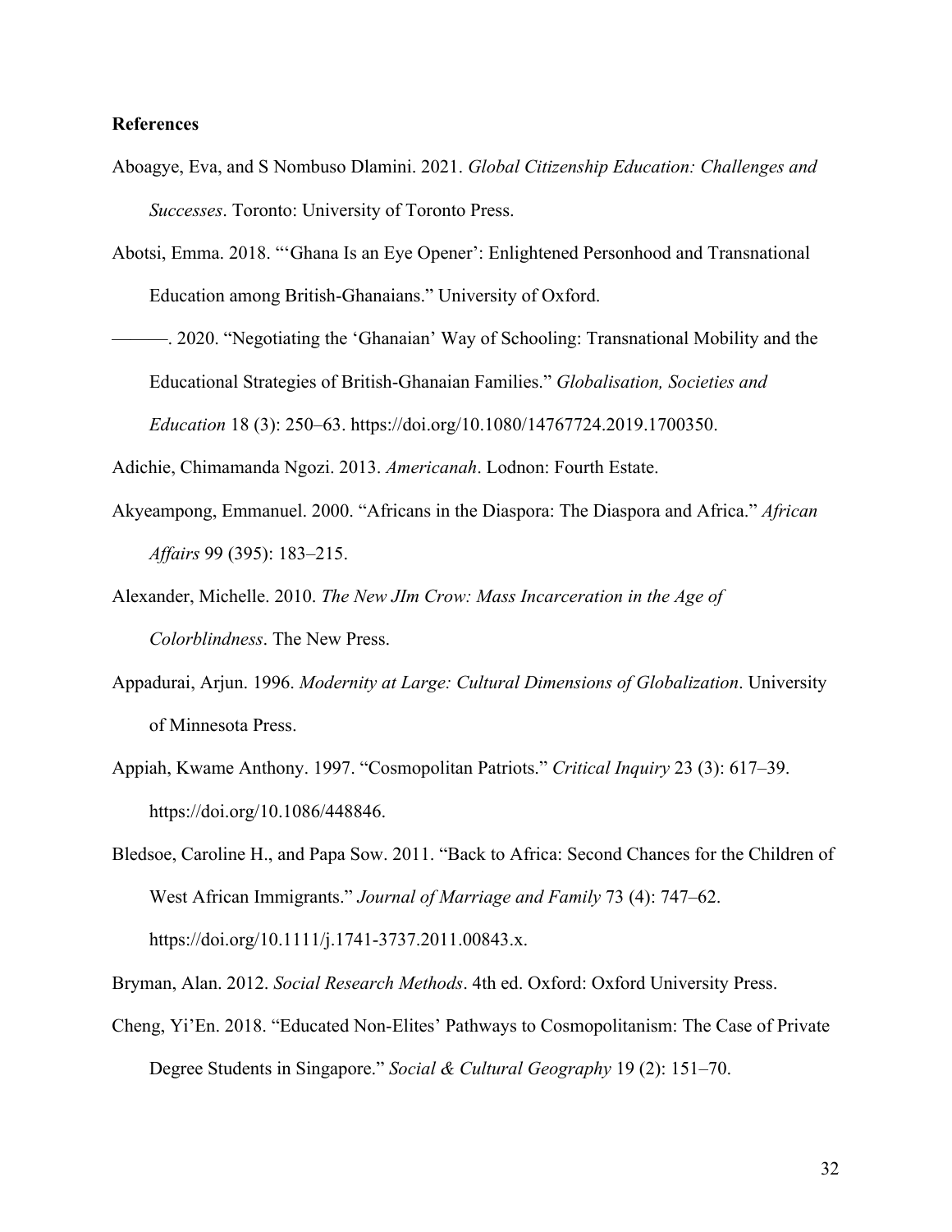**References**

Aboagye, Eva, and S Nombuso Dlamini. 2021. *Global Citizenship Education: Challenges and Successes*. Toronto: University of Toronto Press.

Abotsi, Emma. 2018. "'Ghana Is an Eye Opener': Enlightened Personhood and Transnational Education among British-Ghanaians." University of Oxford.

———. 2020. "Negotiating the 'Ghanaian' Way of Schooling: Transnational Mobility and the Educational Strategies of British-Ghanaian Families." *Globalisation, Societies and Education* 18 (3): 250–63. https://doi.org/10.1080/14767724.2019.1700350.

Adichie, Chimamanda Ngozi. 2013. *Americanah*. Lodnon: Fourth Estate.

Akyeampong, Emmanuel. 2000. "Africans in the Diaspora: The Diaspora and Africa." *African Affairs* 99 (395): 183–215.

Alexander, Michelle. 2010. *The New JIm Crow: Mass Incarceration in the Age of Colorblindness*. The New Press.

Appadurai, Arjun. 1996. *Modernity at Large: Cultural Dimensions of Globalization*. University of Minnesota Press.

Appiah, Kwame Anthony. 1997. "Cosmopolitan Patriots." *Critical Inquiry* 23 (3): 617–39. https://doi.org/10.1086/448846.

Bledsoe, Caroline H., and Papa Sow. 2011. "Back to Africa: Second Chances for the Children of West African Immigrants." *Journal of Marriage and Family* 73 (4): 747–62. https://doi.org/10.1111/j.1741-3737.2011.00843.x.

Bryman, Alan. 2012. *Social Research Methods*. 4th ed. Oxford: Oxford University Press.

Cheng, Yi'En. 2018. "Educated Non-Elites' Pathways to Cosmopolitanism: The Case of Private Degree Students in Singapore." *Social & Cultural Geography* 19 (2): 151–70.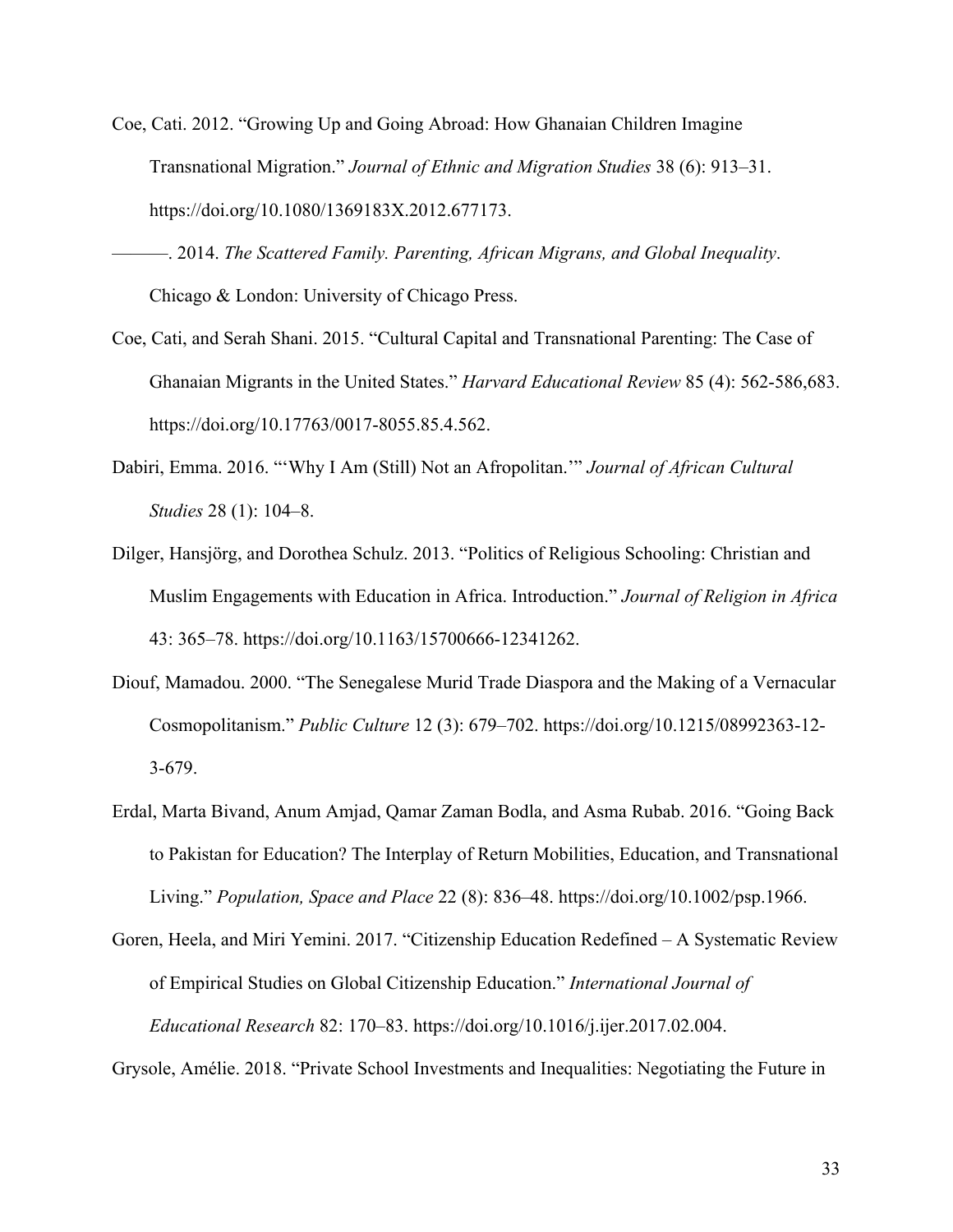Coe, Cati. 2012. "Growing Up and Going Abroad: How Ghanaian Children Imagine Transnational Migration." *Journal of Ethnic and Migration Studies* 38 (6): 913–31. https://doi.org/10.1080/1369183X.2012.677173.

———. 2014. *The Scattered Family. Parenting, African Migrans, and Global Inequality*. Chicago & London: University of Chicago Press.

Coe, Cati, and Serah Shani. 2015. "Cultural Capital and Transnational Parenting: The Case of Ghanaian Migrants in the United States." *Harvard Educational Review* 85 (4): 562-586,683. https://doi.org/10.17763/0017-8055.85.4.562.

Dabiri, Emma. 2016. "'Why I Am (Still) Not an Afropolitan.'" *Journal of African Cultural Studies* 28 (1): 104–8.

Dilger, Hansjörg, and Dorothea Schulz. 2013. "Politics of Religious Schooling: Christian and Muslim Engagements with Education in Africa. Introduction." *Journal of Religion in Africa* 43: 365–78. https://doi.org/10.1163/15700666-12341262.

Diouf, Mamadou. 2000. "The Senegalese Murid Trade Diaspora and the Making of a Vernacular Cosmopolitanism." *Public Culture* 12 (3): 679–702. https://doi.org/10.1215/08992363-12-3-679.

Erdal, Marta Bivand, Anum Amjad, Qamar Zaman Bodla, and Asma Rubab. 2016. "Going Back to Pakistan for Education? The Interplay of Return Mobilities, Education, and Transnational Living." *Population, Space and Place* 22 (8): 836–48. https://doi.org/10.1002/psp.1966.

Goren, Heela, and Miri Yemini. 2017. "Citizenship Education Redefined – A Systematic Review of Empirical Studies on Global Citizenship Education." *International Journal of Educational Research* 82: 170–83. https://doi.org/10.1016/j.ijer.2017.02.004.

Grysole, Amélie. 2018. "Private School Investments and Inequalities: Negotiating the Future in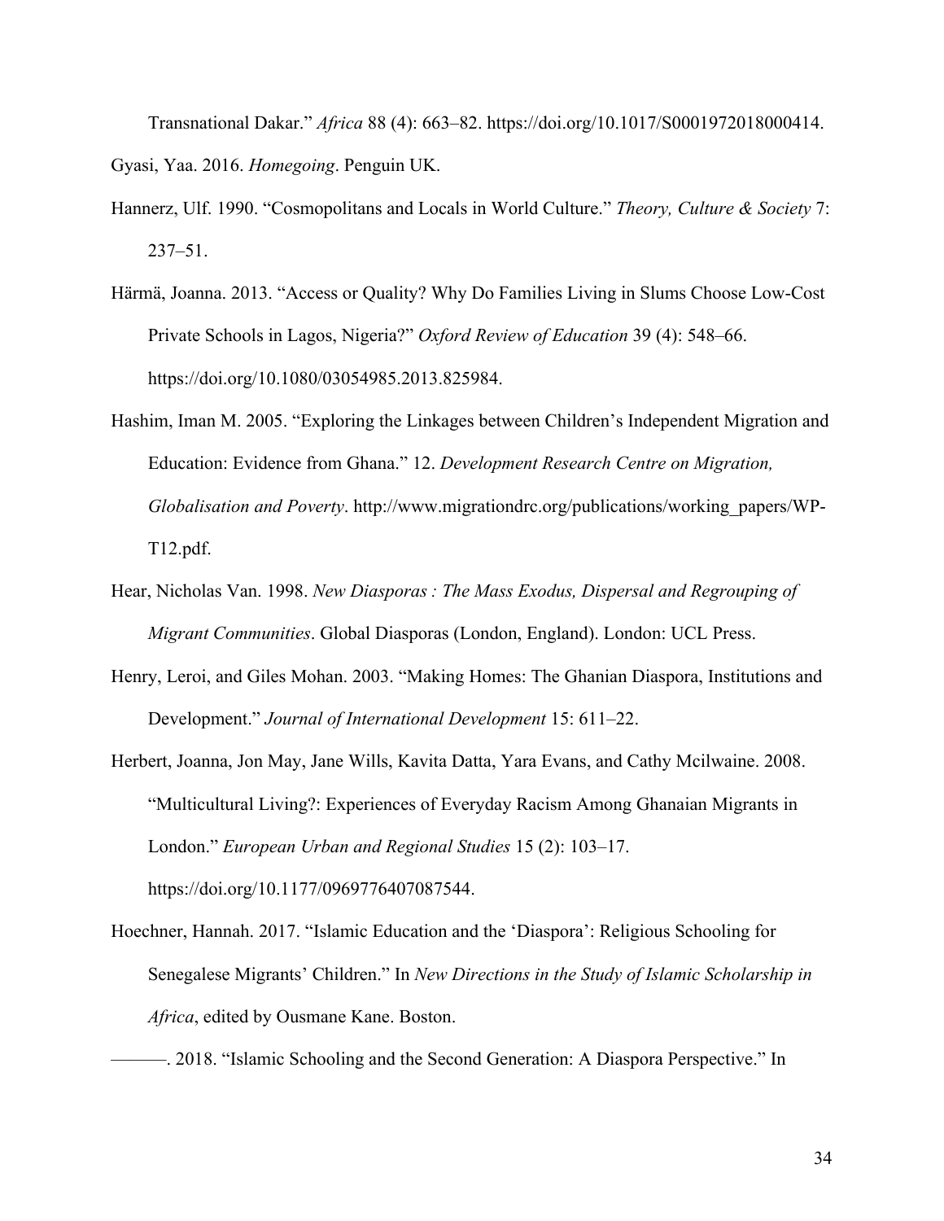Transnational Dakar." *Africa* 88 (4): 663–82. https://doi.org/10.1017/S0001972018000414.

Gyasi, Yaa. 2016. *Homegoing*. Penguin UK.

Hannerz, Ulf. 1990. "Cosmopolitans and Locals in World Culture." *Theory, Culture & Society* 7: 237–51.

Härmä, Joanna. 2013. "Access or Quality? Why Do Families Living in Slums Choose Low-Cost Private Schools in Lagos, Nigeria?" *Oxford Review of Education* 39 (4): 548–66. https://doi.org/10.1080/03054985.2013.825984.

Hashim, Iman M. 2005. "Exploring the Linkages between Children's Independent Migration and Education: Evidence from Ghana." 12. *Development Research Centre on Migration, Globalisation and Poverty*. http://www.migrationdrc.org/publications/working_papers/WP-T12.pdf.

Hear, Nicholas Van. 1998. *New Diasporas : The Mass Exodus, Dispersal and Regrouping of Migrant Communities*. Global Diasporas (London, England). London: UCL Press.

Henry, Leroi, and Giles Mohan. 2003. "Making Homes: The Ghanian Diaspora, Institutions and Development." *Journal of International Development* 15: 611–22.

Herbert, Joanna, Jon May, Jane Wills, Kavita Datta, Yara Evans, and Cathy Mcilwaine. 2008. "Multicultural Living?: Experiences of Everyday Racism Among Ghanaian Migrants in London." *European Urban and Regional Studies* 15 (2): 103–17. https://doi.org/10.1177/0969776407087544.

Hoechner, Hannah. 2017. "Islamic Education and the 'Diaspora': Religious Schooling for Senegalese Migrants' Children." In *New Directions in the Study of Islamic Scholarship in Africa*, edited by Ousmane Kane. Boston.

———. 2018. "Islamic Schooling and the Second Generation: A Diaspora Perspective." In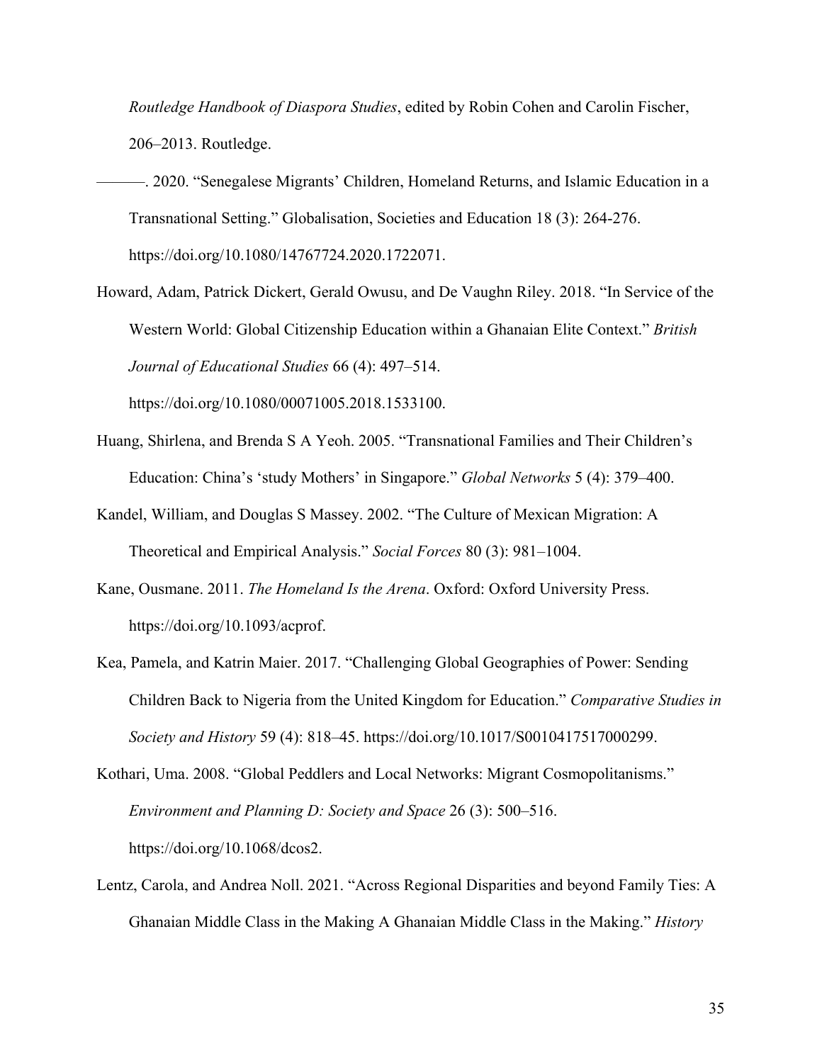*Routledge Handbook of Diaspora Studies*, edited by Robin Cohen and Carolin Fischer, 206–2013. Routledge.

———. 2020. "Senegalese Migrants' Children, Homeland Returns, and Islamic Education in a Transnational Setting." Globalisation, Societies and Education 18 (3): 264-276. https://doi.org/10.1080/14767724.2020.1722071.

Howard, Adam, Patrick Dickert, Gerald Owusu, and De Vaughn Riley. 2018. "In Service of the Western World: Global Citizenship Education within a Ghanaian Elite Context." *British Journal of Educational Studies* 66 (4): 497–514. https://doi.org/10.1080/00071005.2018.1533100.

Huang, Shirlena, and Brenda S A Yeoh. 2005. "Transnational Families and Their Children's Education: China's 'study Mothers' in Singapore." *Global Networks* 5 (4): 379–400.

Kandel, William, and Douglas S Massey. 2002. "The Culture of Mexican Migration: A Theoretical and Empirical Analysis." *Social Forces* 80 (3): 981–1004.

Kane, Ousmane. 2011. *The Homeland Is the Arena*. Oxford: Oxford University Press. https://doi.org/10.1093/acprof.

Kea, Pamela, and Katrin Maier. 2017. "Challenging Global Geographies of Power: Sending Children Back to Nigeria from the United Kingdom for Education." *Comparative Studies in Society and History* 59 (4): 818–45. https://doi.org/10.1017/S0010417517000299.

Kothari, Uma. 2008. "Global Peddlers and Local Networks: Migrant Cosmopolitanisms." *Environment and Planning D: Society and Space* 26 (3): 500–516. https://doi.org/10.1068/dcos2.

Lentz, Carola, and Andrea Noll. 2021. "Across Regional Disparities and beyond Family Ties: A Ghanaian Middle Class in the Making A Ghanaian Middle Class in the Making." *History*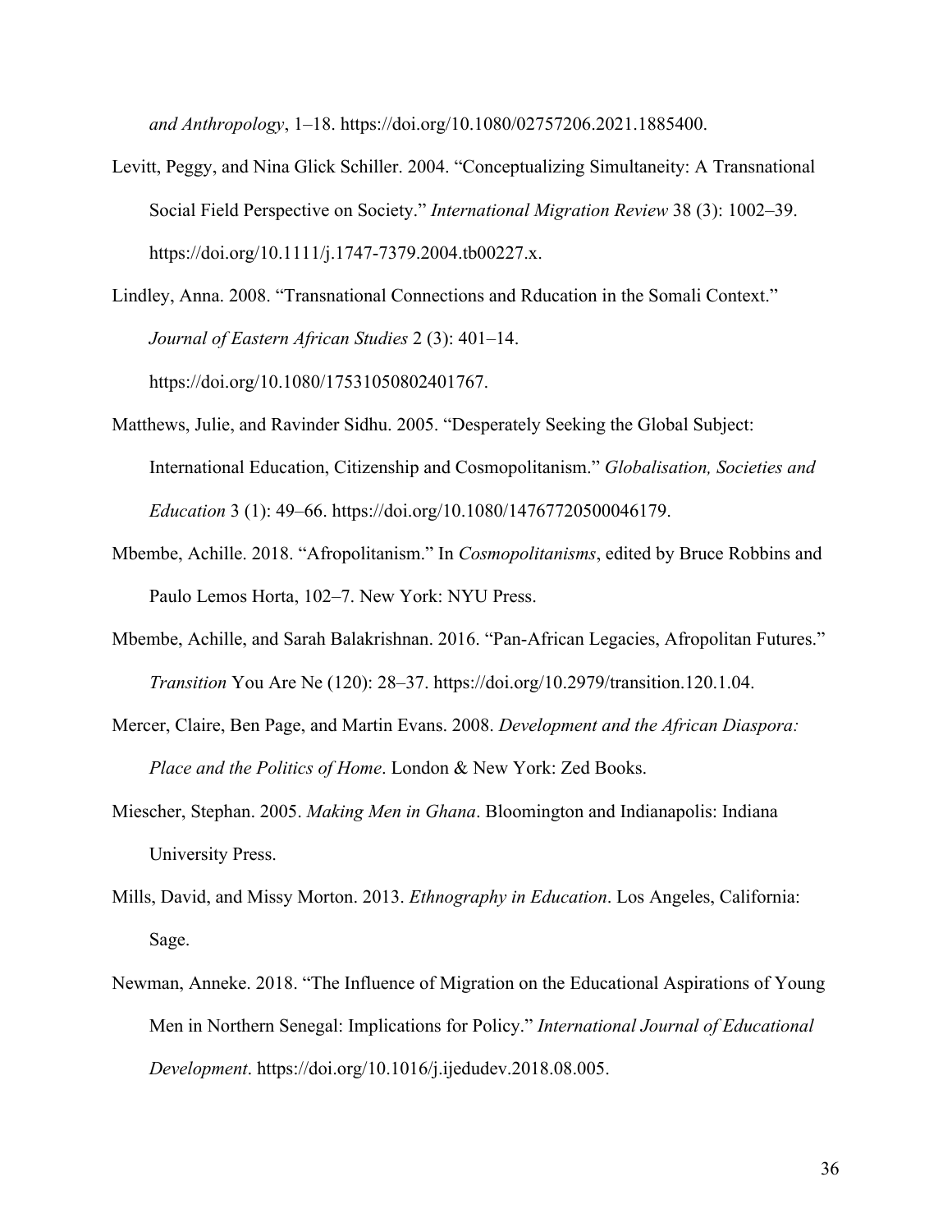*and Anthropology*, 1–18. https://doi.org/10.1080/02757206.2021.1885400.

Levitt, Peggy, and Nina Glick Schiller. 2004. "Conceptualizing Simultaneity: A Transnational Social Field Perspective on Society." *International Migration Review* 38 (3): 1002–39. https://doi.org/10.1111/j.1747-7379.2004.tb00227.x.

Lindley, Anna. 2008. "Transnational Connections and Rducation in the Somali Context." *Journal of Eastern African Studies* 2 (3): 401–14. https://doi.org/10.1080/17531050802401767.

Matthews, Julie, and Ravinder Sidhu. 2005. "Desperately Seeking the Global Subject: International Education, Citizenship and Cosmopolitanism." *Globalisation, Societies and Education* 3 (1): 49–66. https://doi.org/10.1080/14767720500046179.

Mbembe, Achille. 2018. "Afropolitanism." In *Cosmopolitanisms*, edited by Bruce Robbins and Paulo Lemos Horta, 102–7. New York: NYU Press.

Mbembe, Achille, and Sarah Balakrishnan. 2016. "Pan-African Legacies, Afropolitan Futures." *Transition* You Are Ne (120): 28–37. https://doi.org/10.2979/transition.120.1.04.

Mercer, Claire, Ben Page, and Martin Evans. 2008. *Development and the African Diaspora: Place and the Politics of Home*. London & New York: Zed Books.

Miescher, Stephan. 2005. *Making Men in Ghana*. Bloomington and Indianapolis: Indiana University Press.

Mills, David, and Missy Morton. 2013. *Ethnography in Education*. Los Angeles, California: Sage.

Newman, Anneke. 2018. "The Influence of Migration on the Educational Aspirations of Young Men in Northern Senegal: Implications for Policy." *International Journal of Educational Development*. https://doi.org/10.1016/j.ijedudev.2018.08.005.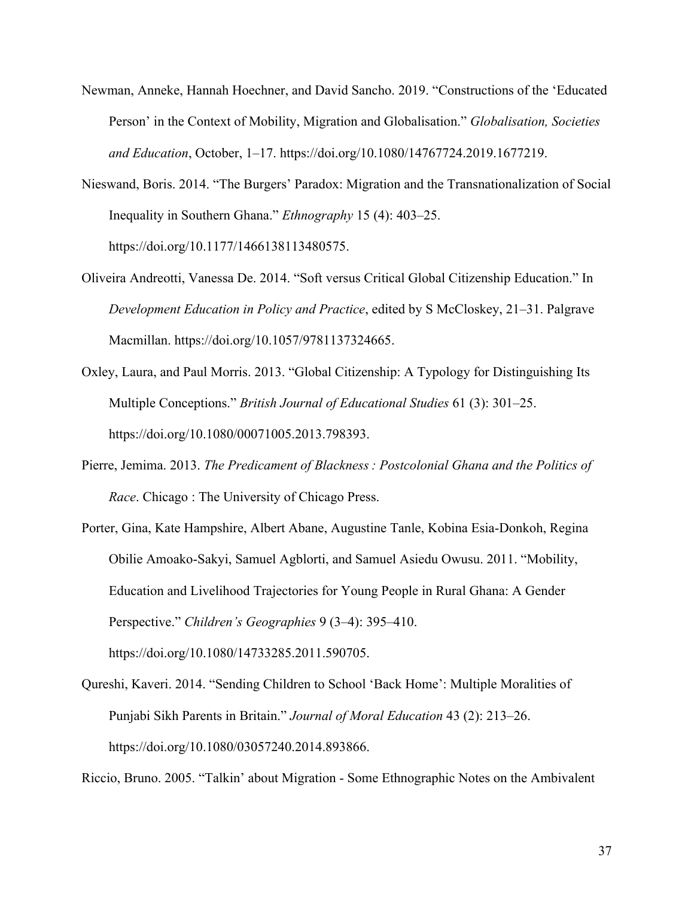Newman, Anneke, Hannah Hoechner, and David Sancho. 2019. "Constructions of the 'Educated Person' in the Context of Mobility, Migration and Globalisation." *Globalisation, Societies and Education*, October, 1–17. https://doi.org/10.1080/14767724.2019.1677219.

Nieswand, Boris. 2014. "The Burgers' Paradox: Migration and the Transnationalization of Social Inequality in Southern Ghana." *Ethnography* 15 (4): 403–25. https://doi.org/10.1177/1466138113480575.

Oliveira Andreotti, Vanessa De. 2014. "Soft versus Critical Global Citizenship Education." In *Development Education in Policy and Practice*, edited by S McCloskey, 21–31. Palgrave Macmillan. https://doi.org/10.1057/9781137324665.

Oxley, Laura, and Paul Morris. 2013. "Global Citizenship: A Typology for Distinguishing Its Multiple Conceptions." *British Journal of Educational Studies* 61 (3): 301–25. https://doi.org/10.1080/00071005.2013.798393.

Pierre, Jemima. 2013. *The Predicament of Blackness : Postcolonial Ghana and the Politics of Race*. Chicago : The University of Chicago Press.

Porter, Gina, Kate Hampshire, Albert Abane, Augustine Tanle, Kobina Esia-Donkoh, Regina Obilie Amoako-Sakyi, Samuel Agblorti, and Samuel Asiedu Owusu. 2011. "Mobility, Education and Livelihood Trajectories for Young People in Rural Ghana: A Gender Perspective." *Children's Geographies* 9 (3–4): 395–410. https://doi.org/10.1080/14733285.2011.590705.

Qureshi, Kaveri. 2014. "Sending Children to School 'Back Home': Multiple Moralities of Punjabi Sikh Parents in Britain." *Journal of Moral Education* 43 (2): 213–26. https://doi.org/10.1080/03057240.2014.893866.

Riccio, Bruno. 2005. "Talkin' about Migration - Some Ethnographic Notes on the Ambivalent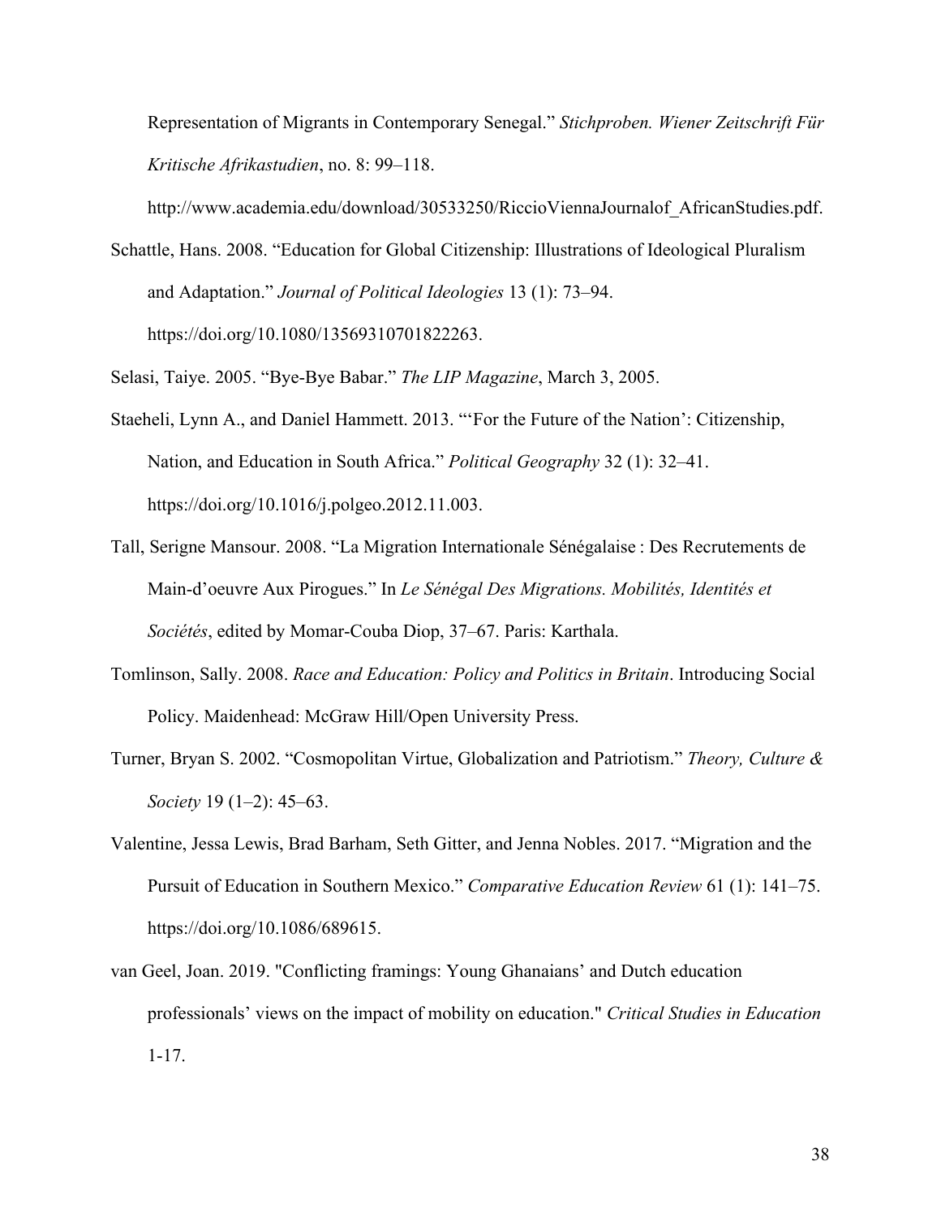Representation of Migrants in Contemporary Senegal." *Stichproben. Wiener Zeitschrift Für Kritische Afrikastudien*, no. 8: 99–118. http://www.academia.edu/download/30533250/RiccioViennaJournalof_AfricanStudies.pdf.

Schattle, Hans. 2008. "Education for Global Citizenship: Illustrations of Ideological Pluralism and Adaptation." *Journal of Political Ideologies* 13 (1): 73–94. https://doi.org/10.1080/13569310701822263.

Selasi, Taiye. 2005. "Bye-Bye Babar." *The LIP Magazine*, March 3, 2005.

Staeheli, Lynn A., and Daniel Hammett. 2013. "'For the Future of the Nation': Citizenship, Nation, and Education in South Africa." *Political Geography* 32 (1): 32–41. https://doi.org/10.1016/j.polgeo.2012.11.003.

Tall, Serigne Mansour. 2008. "La Migration Internationale Sénégalaise : Des Recrutements de Main-d'oeuvre Aux Pirogues." In *Le Sénégal Des Migrations. Mobilités, Identités et Sociétés*, edited by Momar-Couba Diop, 37–67. Paris: Karthala.

Tomlinson, Sally. 2008. *Race and Education: Policy and Politics in Britain*. Introducing Social Policy. Maidenhead: McGraw Hill/Open University Press.

Turner, Bryan S. 2002. "Cosmopolitan Virtue, Globalization and Patriotism." *Theory, Culture & Society* 19 (1–2): 45–63.

Valentine, Jessa Lewis, Brad Barham, Seth Gitter, and Jenna Nobles. 2017. "Migration and the Pursuit of Education in Southern Mexico." *Comparative Education Review* 61 (1): 141–75. https://doi.org/10.1086/689615.

van Geel, Joan. 2019. "Conflicting framings: Young Ghanaians' and Dutch education professionals' views on the impact of mobility on education." *Critical Studies in Education* 1-17.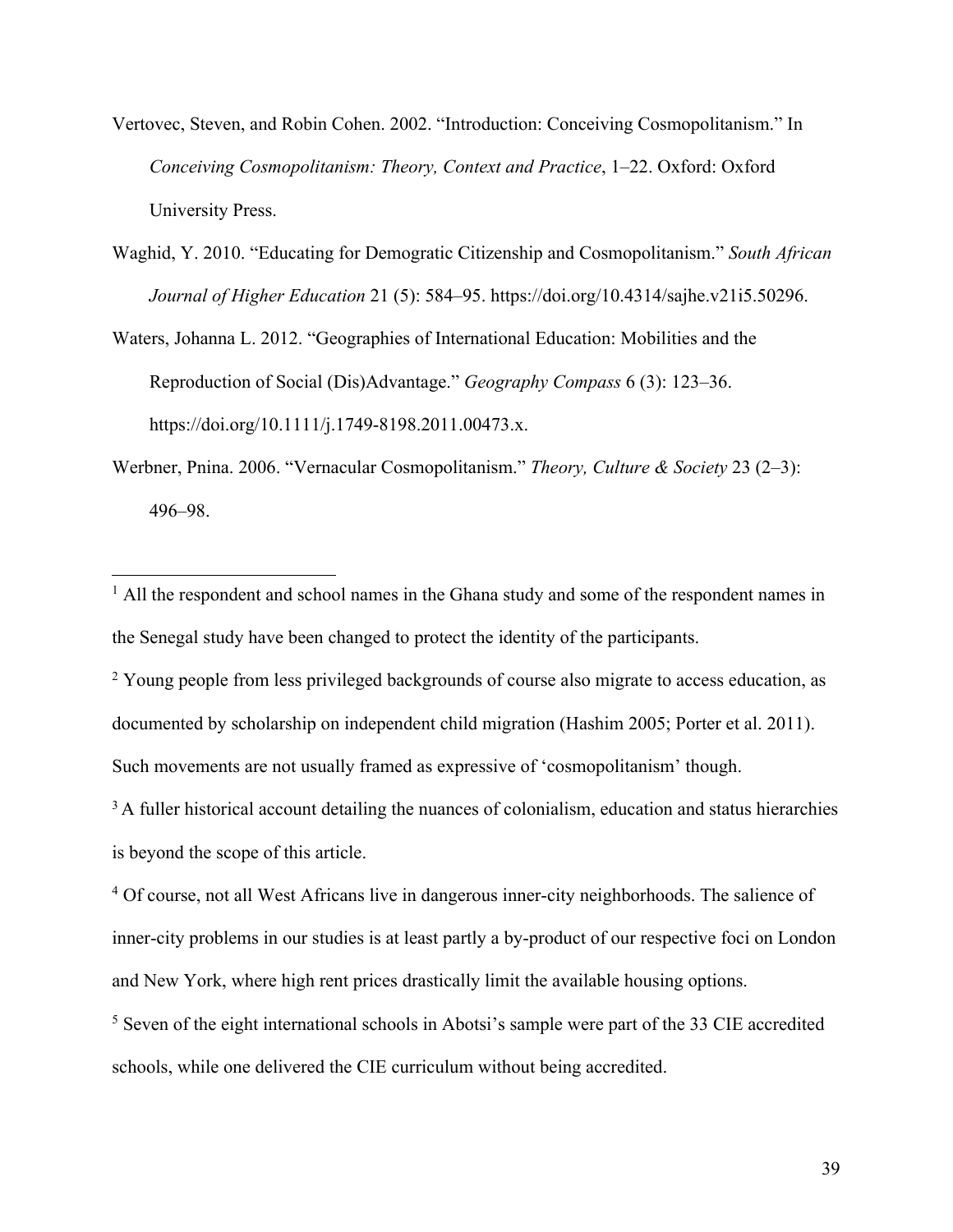Vertovec, Steven, and Robin Cohen. 2002. "Introduction: Conceiving Cosmopolitanism." In *Conceiving Cosmopolitanism: Theory, Context and Practice*, 1–22. Oxford: Oxford University Press.

Waghid, Y. 2010. "Educating for Demogratic Citizenship and Cosmopolitanism." *South African Journal of Higher Education* 21 (5): 584–95. https://doi.org/10.4314/sajhe.v21i5.50296.

Waters, Johanna L. 2012. "Geographies of International Education: Mobilities and the Reproduction of Social (Dis)Advantage." *Geography Compass* 6 (3): 123–36. https://doi.org/10.1111/j.1749-8198.2011.00473.x.

Werbner, Pnina. 2006. "Vernacular Cosmopolitanism." *Theory, Culture & Society* 23 (2–3): 496–98.

---

[1] All the respondent and school names in the Ghana study and some of the respondent names in the Senegal study have been changed to protect the identity of the participants.

[2] Young people from less privileged backgrounds of course also migrate to access education, as documented by scholarship on independent child migration (Hashim 2005; Porter et al. 2011). Such movements are not usually framed as expressive of 'cosmopolitanism' though.

[3] A fuller historical account detailing the nuances of colonialism, education and status hierarchies is beyond the scope of this article.

[4] Of course, not all West Africans live in dangerous inner-city neighborhoods. The salience of inner-city problems in our studies is at least partly a by-product of our respective foci on London and New York, where high rent prices drastically limit the available housing options.

[5] Seven of the eight international schools in Abotsi's sample were part of the 33 CIE accredited schools, while one delivered the CIE curriculum without being accredited.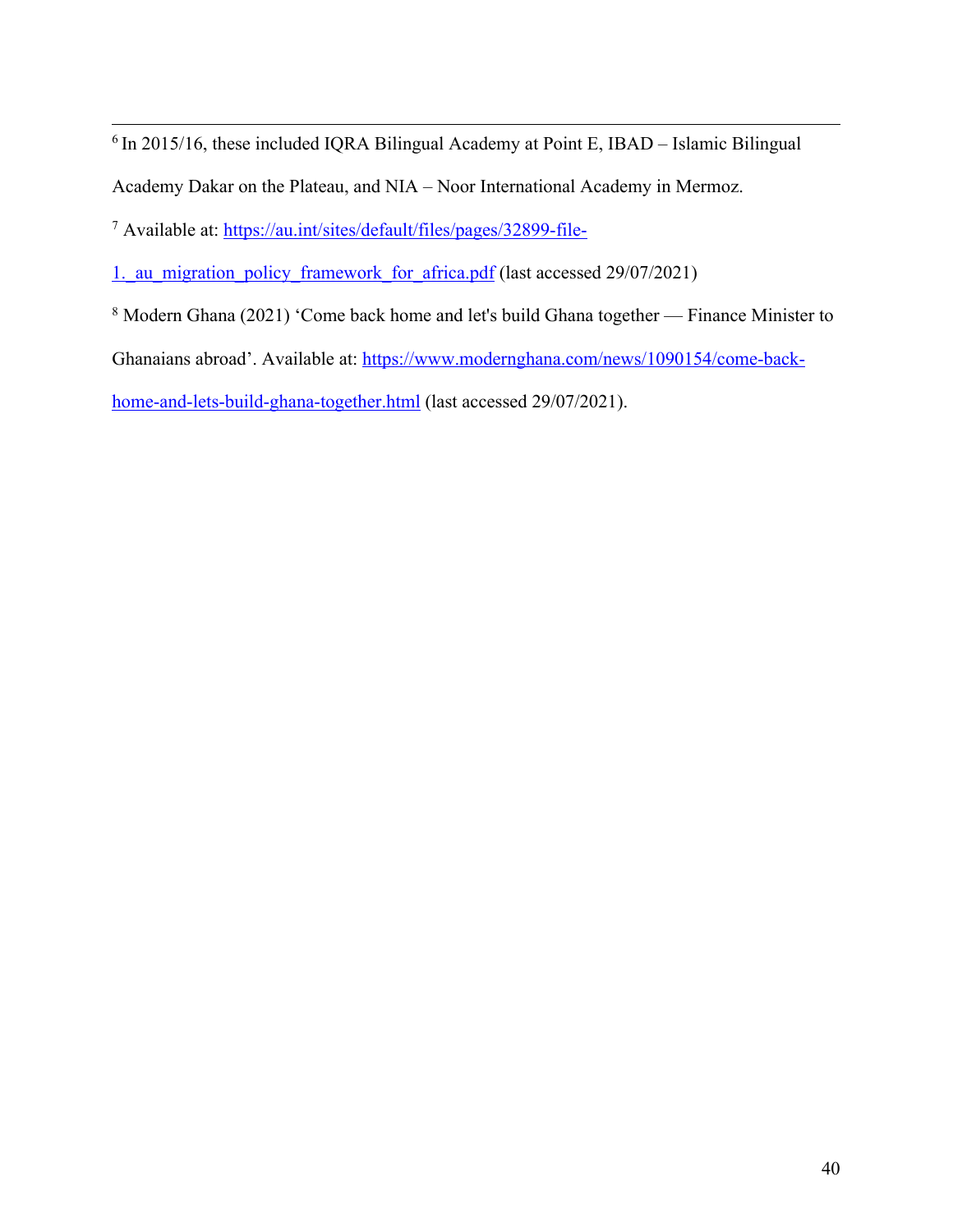[6] In 2015/16, these included IQRA Bilingual Academy at Point E, IBAD – Islamic Bilingual Academy Dakar on the Plateau, and NIA – Noor International Academy in Mermoz.

[7] Available at: https://au.int/sites/default/files/pages/32899-file-1._au_migration_policy_framework_for_africa.pdf (last accessed 29/07/2021)

[8] Modern Ghana (2021) 'Come back home and let's build Ghana together — Finance Minister to Ghanaians abroad'. Available at: https://www.modernghana.com/news/1090154/come-back-home-and-lets-build-ghana-together.html (last accessed 29/07/2021).